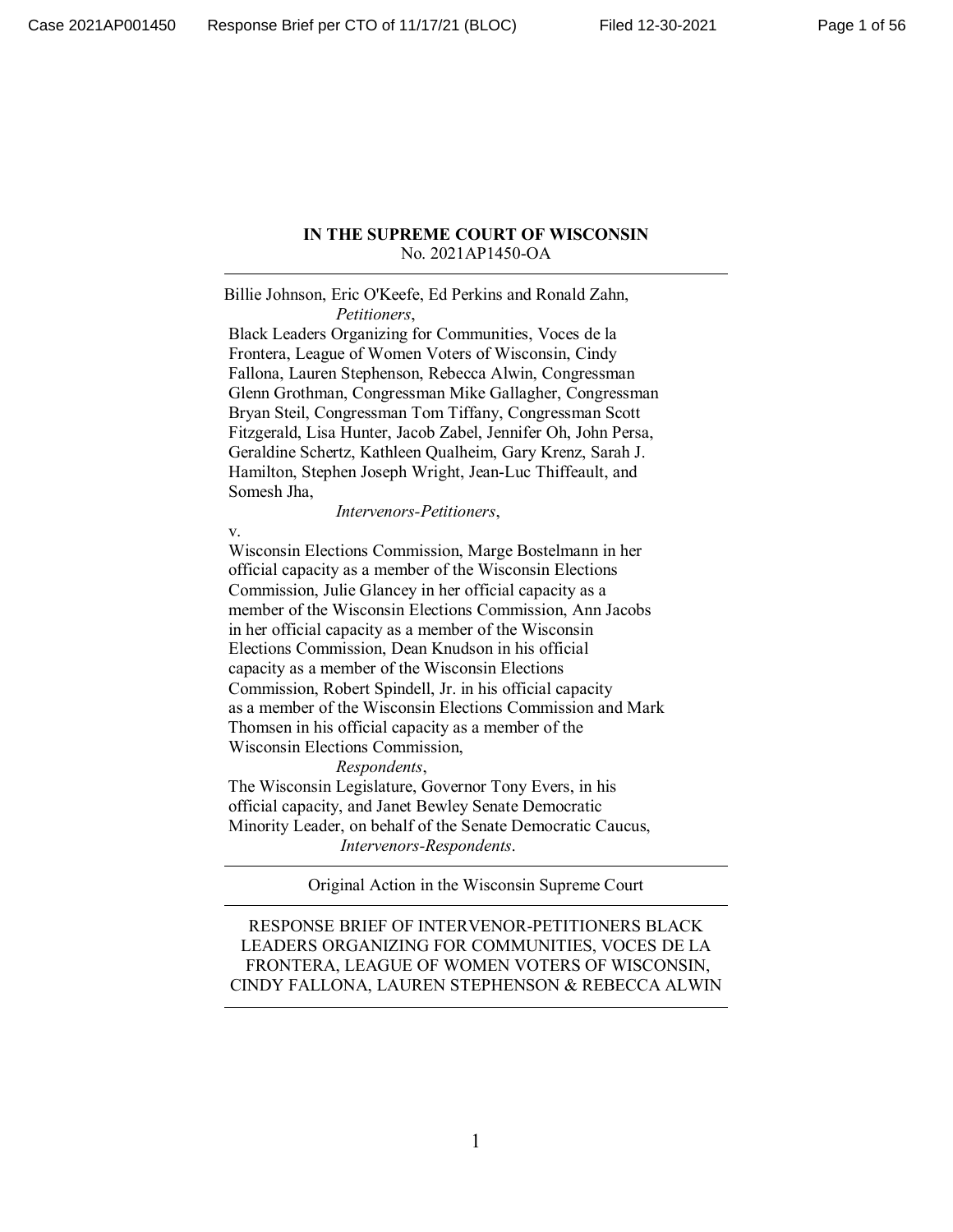**IN THE SUPREME COURT OF WISCONSIN**
No. 2021AP1450-OA

---

Billie Johnson, Eric O'Keefe, Ed Perkins and Ronald Zahn,
*Petitioners*,

Black Leaders Organizing for Communities, Voces de la Frontera, League of Women Voters of Wisconsin, Cindy Fallona, Lauren Stephenson, Rebecca Alwin, Congressman Glenn Grothman, Congressman Mike Gallagher, Congressman Bryan Steil, Congressman Tom Tiffany, Congressman Scott Fitzgerald, Lisa Hunter, Jacob Zabel, Jennifer Oh, John Persa, Geraldine Schertz, Kathleen Qualheim, Gary Krenz, Sarah J. Hamilton, Stephen Joseph Wright, Jean-Luc Thiffeault, and Somesh Jha,
*Intervenors-Petitioners*,

v.

Wisconsin Elections Commission, Marge Bostelmann in her official capacity as a member of the Wisconsin Elections Commission, Julie Glancey in her official capacity as a member of the Wisconsin Elections Commission, Ann Jacobs in her official capacity as a member of the Wisconsin Elections Commission, Dean Knudson in his official capacity as a member of the Wisconsin Elections Commission, Robert Spindell, Jr. in his official capacity as a member of the Wisconsin Elections Commission and Mark Thomsen in his official capacity as a member of the Wisconsin Elections Commission,
*Respondents*,

The Wisconsin Legislature, Governor Tony Evers, in his official capacity, and Janet Bewley Senate Democratic Minority Leader, on behalf of the Senate Democratic Caucus,
*Intervenors-Respondents*.

---

Original Action in the Wisconsin Supreme Court

---

RESPONSE BRIEF OF INTERVENOR-PETITIONERS BLACK LEADERS ORGANIZING FOR COMMUNITIES, VOCES DE LA FRONTERA, LEAGUE OF WOMEN VOTERS OF WISCONSIN, CINDY FALLONA, LAUREN STEPHENSON & REBECCA ALWIN

---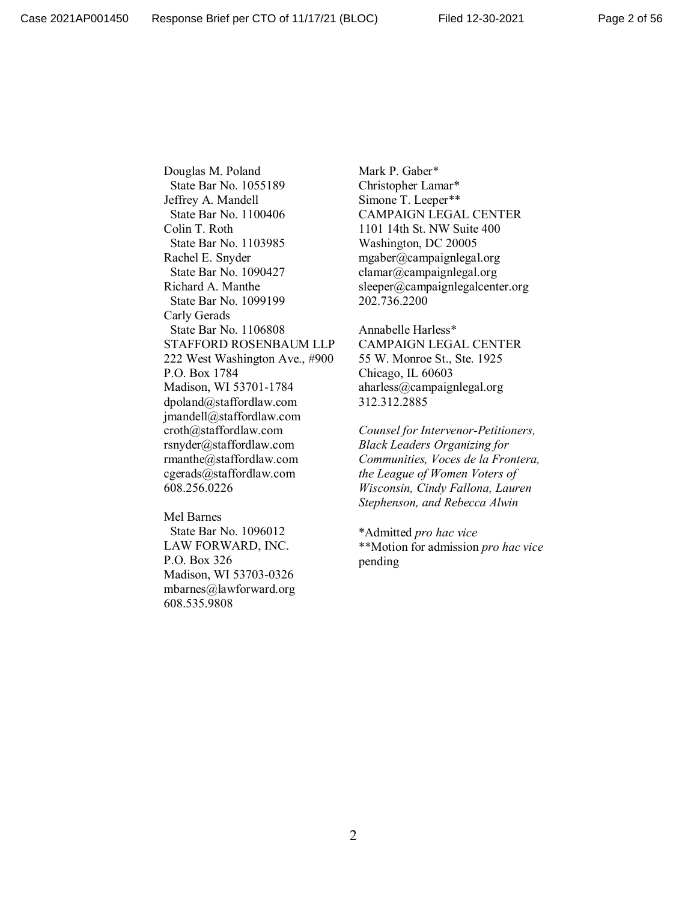Douglas M. Poland
State Bar No. 1055189
Jeffrey A. Mandell
State Bar No. 1100406
Colin T. Roth
State Bar No. 1103985
Rachel E. Snyder
State Bar No. 1090427
Richard A. Manthe
State Bar No. 1099199
Carly Gerads
State Bar No. 1106808
STAFFORD ROSENBAUM LLP
222 West Washington Ave., #900
P.O. Box 1784
Madison, WI 53701-1784
dpoland@staffordlaw.com
jmandell@staffordlaw.com
croth@staffordlaw.com
rsnyder@staffordlaw.com
rmanthe@staffordlaw.com
cgerads@staffordlaw.com
608.256.0226

Mel Barnes
State Bar No. 1096012
LAW FORWARD, INC.
P.O. Box 326
Madison, WI 53703-0326
mbarnes@lawforward.org
608.535.9808

Mark P. Gaber*
Christopher Lamar*
Simone T. Leeper**
CAMPAIGN LEGAL CENTER
1101 14th St. NW Suite 400
Washington, DC 20005
mgaber@campaignlegal.org
clamar@campaignlegal.org
sleeper@campaignlegalcenter.org
202.736.2200

Annabelle Harless*
CAMPAIGN LEGAL CENTER
55 W. Monroe St., Ste. 1925
Chicago, IL 60603
aharless@campaignlegal.org
312.312.2885

*Counsel for Intervenor-Petitioners, Black Leaders Organizing for Communities, Voces de la Frontera, the League of Women Voters of Wisconsin, Cindy Fallona, Lauren Stephenson, and Rebecca Alwin*

*Admitted *pro hac vice*
**Motion for admission *pro hac vice* pending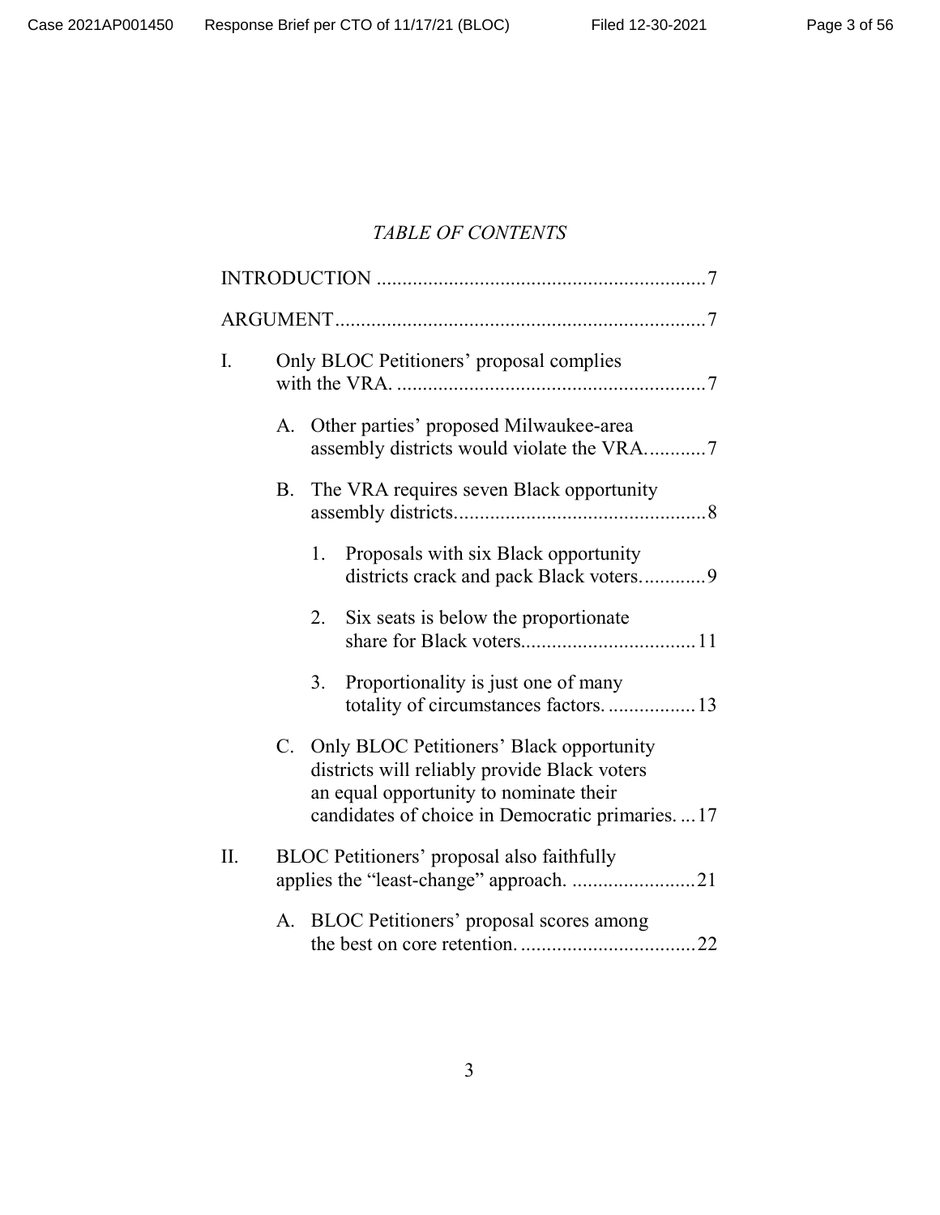*TABLE OF CONTENTS*

INTRODUCTION ................................................................7

ARGUMENT........................................................................7

I. Only BLOC Petitioners' proposal complies with the VRA. ............................................................7

   A. Other parties' proposed Milwaukee-area assembly districts would violate the VRA............7

   B. The VRA requires seven Black opportunity assembly districts.................................................8

      1. Proposals with six Black opportunity districts crack and pack Black voters.............9

      2. Six seats is below the proportionate share for Black voters..................................11

      3. Proportionality is just one of many totality of circumstances factors. .................13

   C. Only BLOC Petitioners' Black opportunity districts will reliably provide Black voters an equal opportunity to nominate their candidates of choice in Democratic primaries. ...17

II. BLOC Petitioners' proposal also faithfully applies the "least-change" approach. ........................21

   A. BLOC Petitioners' proposal scores among the best on core retention. ..................................22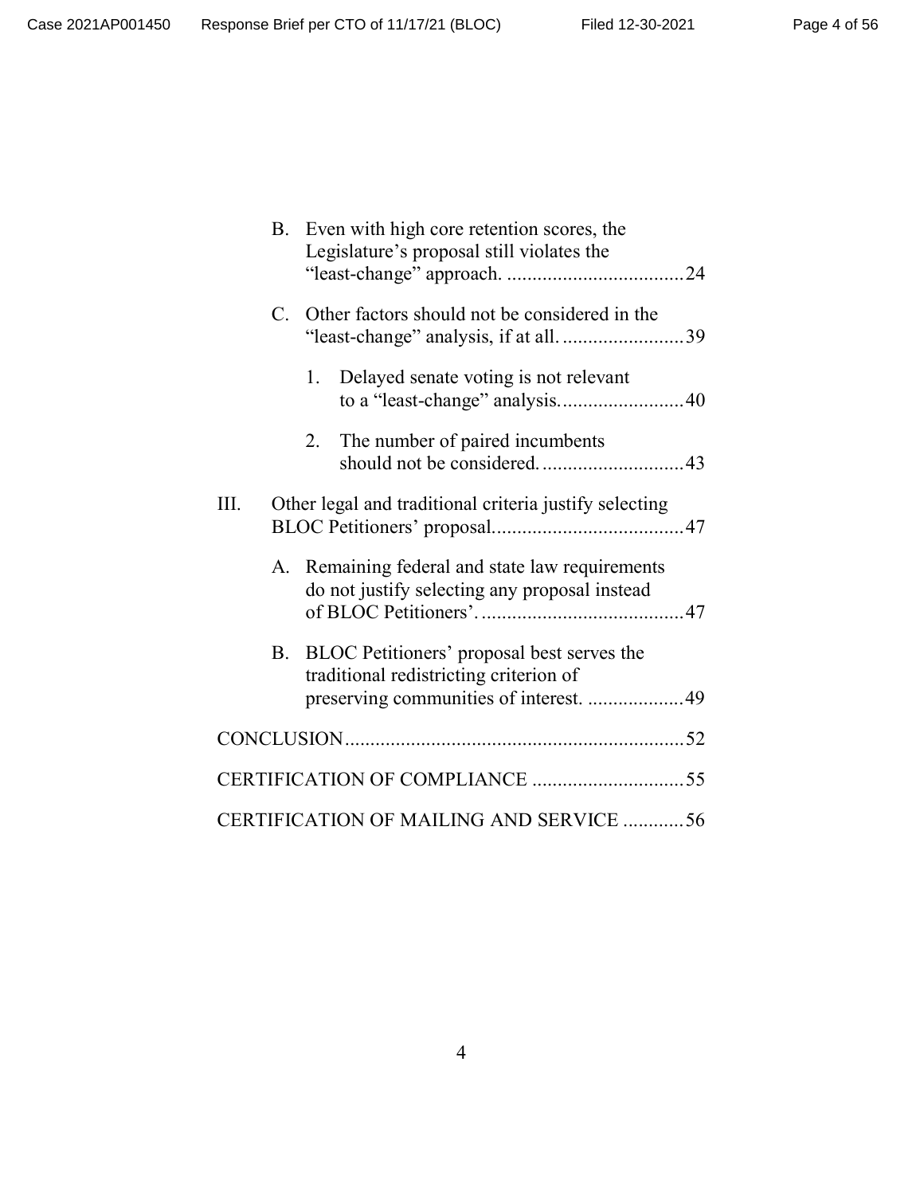B. Even with high core retention scores, the Legislature's proposal still violates the "least-change" approach. .................................... 24

C. Other factors should not be considered in the "least-change" analysis, if at all. ........................ 39

1. Delayed senate voting is not relevant to a "least-change" analysis. ........................ 40

2. The number of paired incumbents should not be considered. ............................ 43

III. Other legal and traditional criteria justify selecting BLOC Petitioners' proposal. ..................................... 47

A. Remaining federal and state law requirements do not justify selecting any proposal instead of BLOC Petitioners'. ........................................ 47

B. BLOC Petitioners' proposal best serves the traditional redistricting criterion of preserving communities of interest. ................... 49

CONCLUSION ................................................................... 52

CERTIFICATION OF COMPLIANCE .............................. 55

CERTIFICATION OF MAILING AND SERVICE ............ 56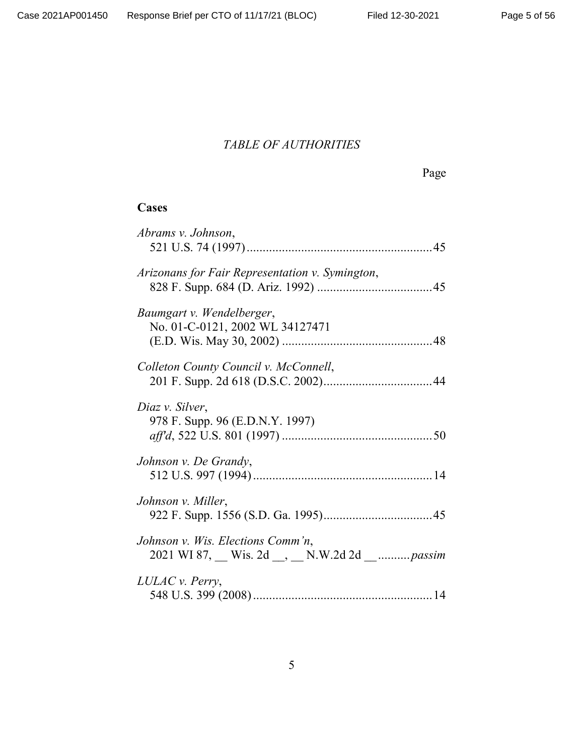*TABLE OF AUTHORITIES*

Page

**Cases**

*Abrams v. Johnson*,
521 U.S. 74 (1997) .......................................................... 45

*Arizonans for Fair Representation v. Symington*,
828 F. Supp. 684 (D. Ariz. 1992) .................................... 45

*Baumgart v. Wendelberger*,
No. 01-C-0121, 2002 WL 34127471
(E.D. Wis. May 30, 2002) ............................................... 48

*Colleton County Council v. McConnell*,
201 F. Supp. 2d 618 (D.S.C. 2002).................................. 44

*Diaz v. Silver*,
978 F. Supp. 96 (E.D.N.Y. 1997)
*aff'd*, 522 U.S. 801 (1997) ............................................... 50

*Johnson v. De Grandy*,
512 U.S. 997 (1994) ........................................................ 14

*Johnson v. Miller*,
922 F. Supp. 1556 (S.D. Ga. 1995).................................. 45

*Johnson v. Wis. Elections Comm'n*,
2021 WI 87, __ Wis. 2d __, __ N.W.2d 2d __ .......... *passim*

*LULAC v. Perry*,
548 U.S. 399 (2008) ........................................................ 14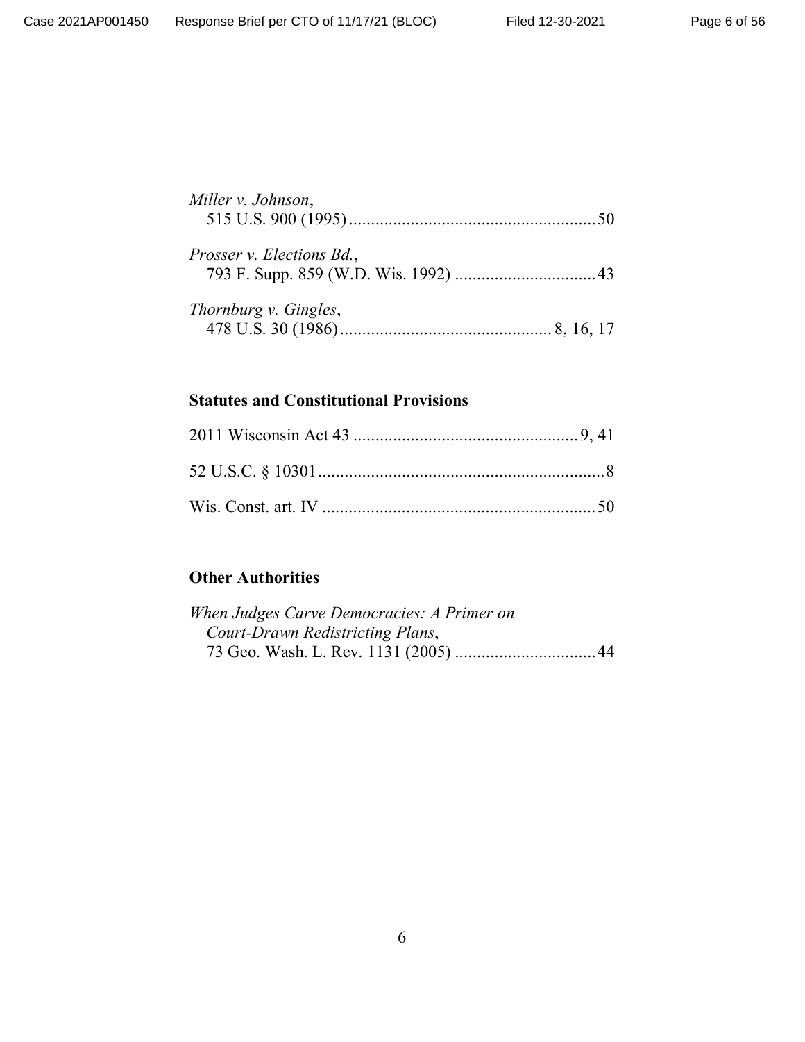*Miller v. Johnson*,
515 U.S. 900 (1995) ........................................................ 50

*Prosser v. Elections Bd.*,
793 F. Supp. 859 (W.D. Wis. 1992) ................................ 43

*Thornburg v. Gingles*,
478 U.S. 30 (1986) ................................................ 8, 16, 17

### Statutes and Constitutional Provisions

2011 Wisconsin Act 43 .................................................. 9, 41

52 U.S.C. § 10301 ................................................................ 8

Wis. Const. art. IV ............................................................. 50

### Other Authorities

*When Judges Carve Democracies: A Primer on Court-Drawn Redistricting Plans*,
73 Geo. Wash. L. Rev. 1131 (2005) ................................ 44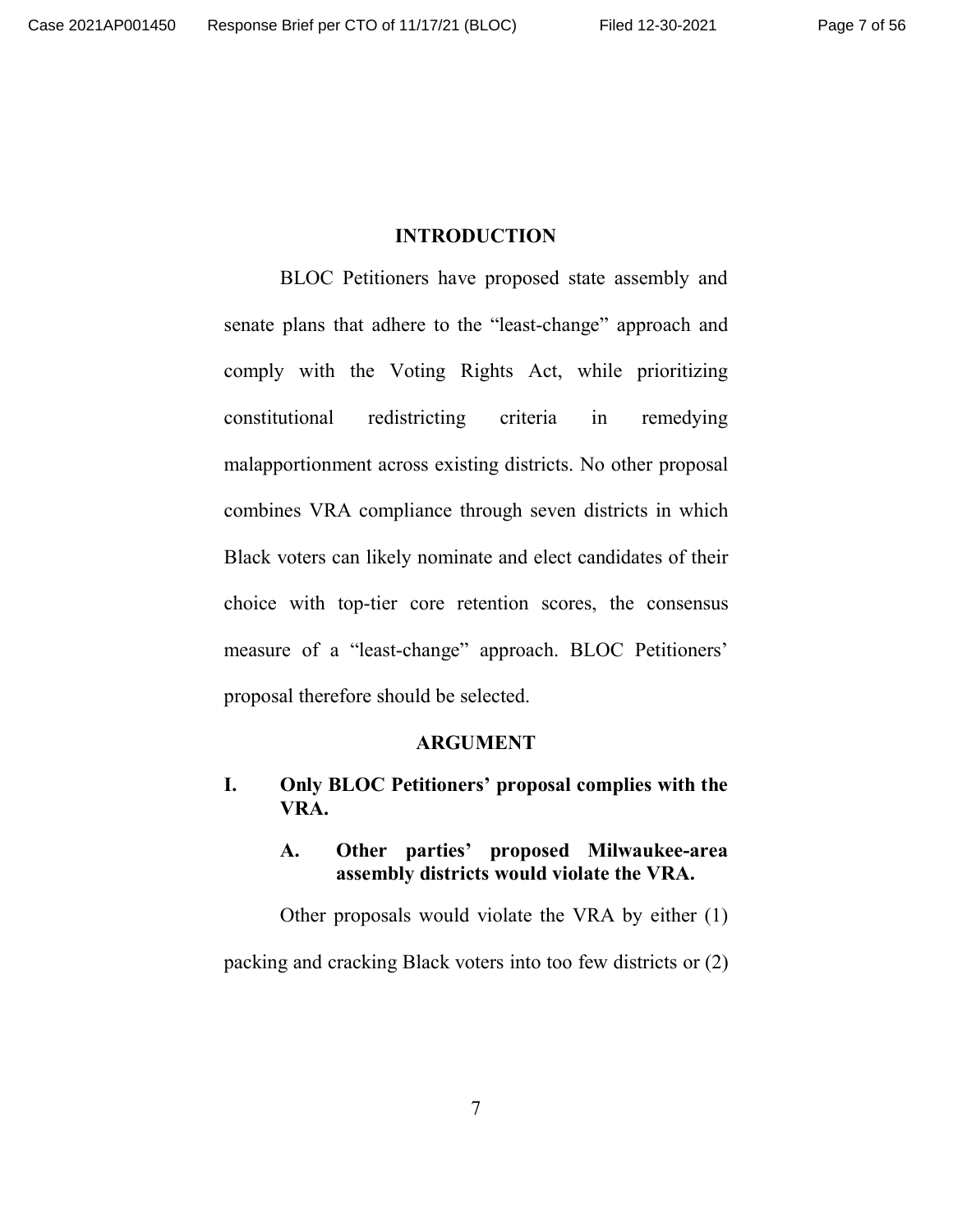## INTRODUCTION

BLOC Petitioners have proposed state assembly and senate plans that adhere to the "least-change" approach and comply with the Voting Rights Act, while prioritizing constitutional redistricting criteria in remedying malapportionment across existing districts. No other proposal combines VRA compliance through seven districts in which Black voters can likely nominate and elect candidates of their choice with top-tier core retention scores, the consensus measure of a "least-change" approach. BLOC Petitioners' proposal therefore should be selected.

## ARGUMENT

### I. Only BLOC Petitioners' proposal complies with the VRA.

#### A. Other parties' proposed Milwaukee-area assembly districts would violate the VRA.

Other proposals would violate the VRA by either (1) packing and cracking Black voters into too few districts or (2)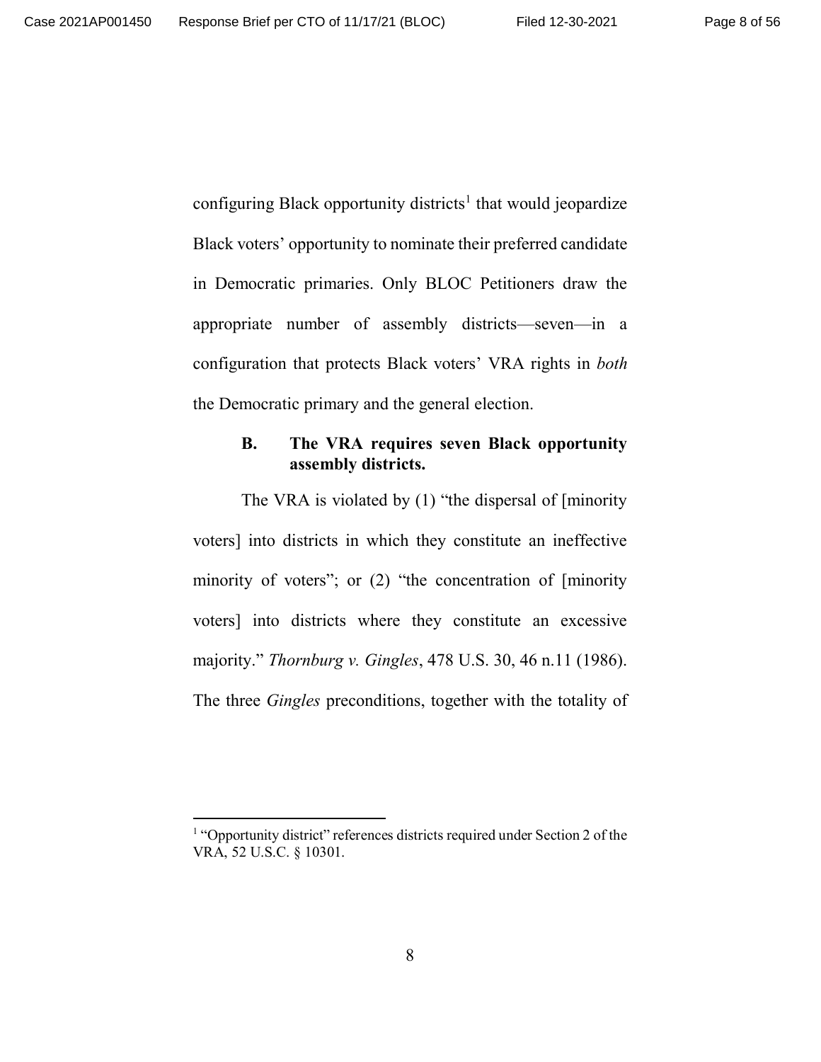configuring Black opportunity districts[1] that would jeopardize Black voters' opportunity to nominate their preferred candidate in Democratic primaries. Only BLOC Petitioners draw the appropriate number of assembly districts—seven—in a configuration that protects Black voters' VRA rights in *both* the Democratic primary and the general election.

### B. The VRA requires seven Black opportunity assembly districts.

The VRA is violated by (1) "the dispersal of [minority voters] into districts in which they constitute an ineffective minority of voters"; or (2) "the concentration of [minority voters] into districts where they constitute an excessive majority." *Thornburg v. Gingles*, 478 U.S. 30, 46 n.11 (1986). The three *Gingles* preconditions, together with the totality of

[1] "Opportunity district" references districts required under Section 2 of the VRA, 52 U.S.C. § 10301.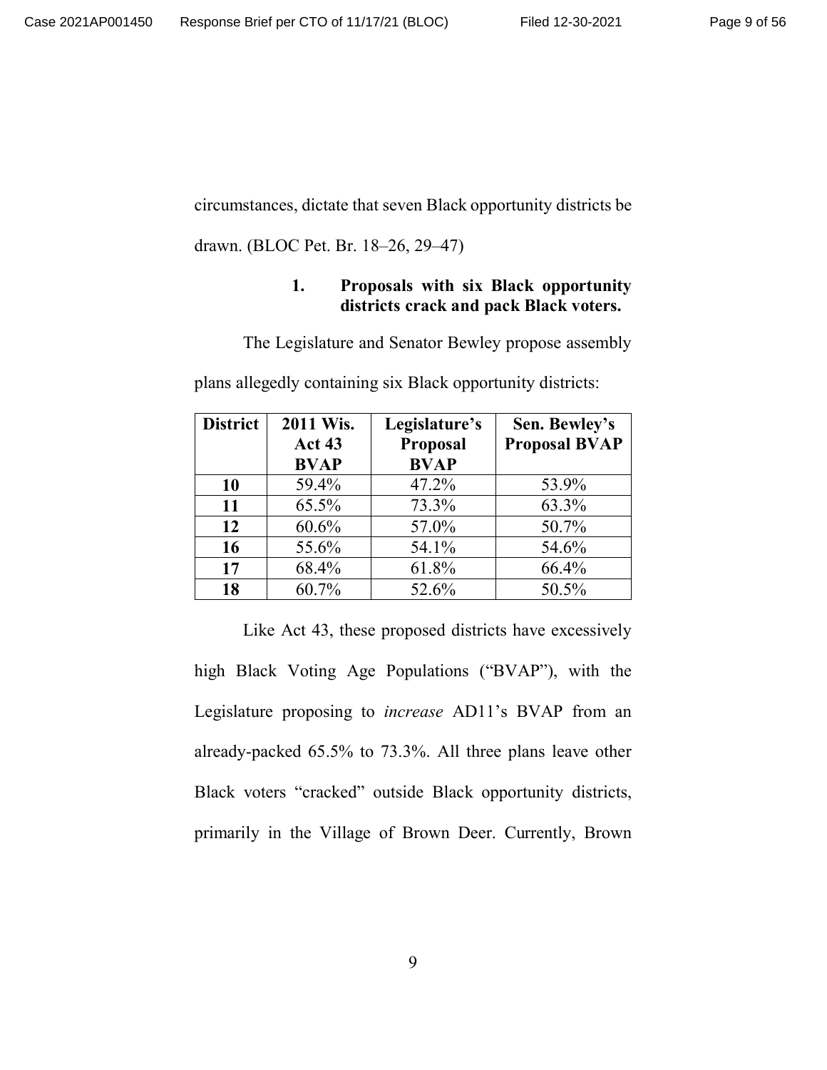circumstances, dictate that seven Black opportunity districts be drawn. (BLOC Pet. Br. 18–26, 29–47)

### 1. Proposals with six Black opportunity districts crack and pack Black voters.

The Legislature and Senator Bewley propose assembly plans allegedly containing six Black opportunity districts:

| District | 2011 Wis. Act 43 BVAP | Legislature's Proposal BVAP | Sen. Bewley's Proposal BVAP |
|---|---|---|---|
| **10** | 59.4% | 47.2% | 53.9% |
| **11** | 65.5% | 73.3% | 63.3% |
| **12** | 60.6% | 57.0% | 50.7% |
| **16** | 55.6% | 54.1% | 54.6% |
| **17** | 68.4% | 61.8% | 66.4% |
| **18** | 60.7% | 52.6% | 50.5% |

Like Act 43, these proposed districts have excessively high Black Voting Age Populations ("BVAP"), with the Legislature proposing to *increase* AD11's BVAP from an already-packed 65.5% to 73.3%. All three plans leave other Black voters "cracked" outside Black opportunity districts, primarily in the Village of Brown Deer. Currently, Brown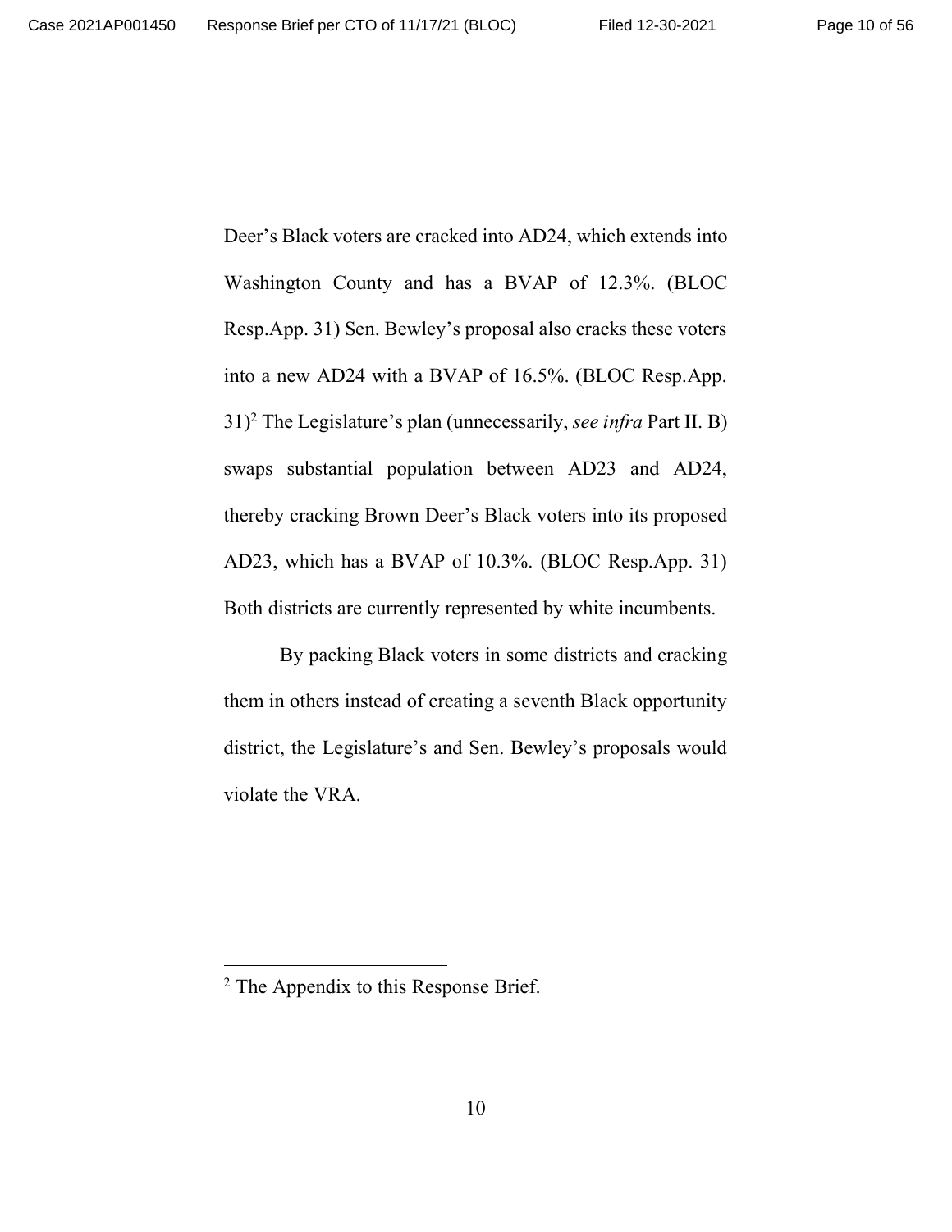Deer's Black voters are cracked into AD24, which extends into Washington County and has a BVAP of 12.3%. (BLOC Resp.App. 31) Sen. Bewley's proposal also cracks these voters into a new AD24 with a BVAP of 16.5%. (BLOC Resp.App. 31)[2] The Legislature's plan (unnecessarily, *see infra* Part II. B) swaps substantial population between AD23 and AD24, thereby cracking Brown Deer's Black voters into its proposed AD23, which has a BVAP of 10.3%. (BLOC Resp.App. 31) Both districts are currently represented by white incumbents.

By packing Black voters in some districts and cracking them in others instead of creating a seventh Black opportunity district, the Legislature's and Sen. Bewley's proposals would violate the VRA.

---

[2] The Appendix to this Response Brief.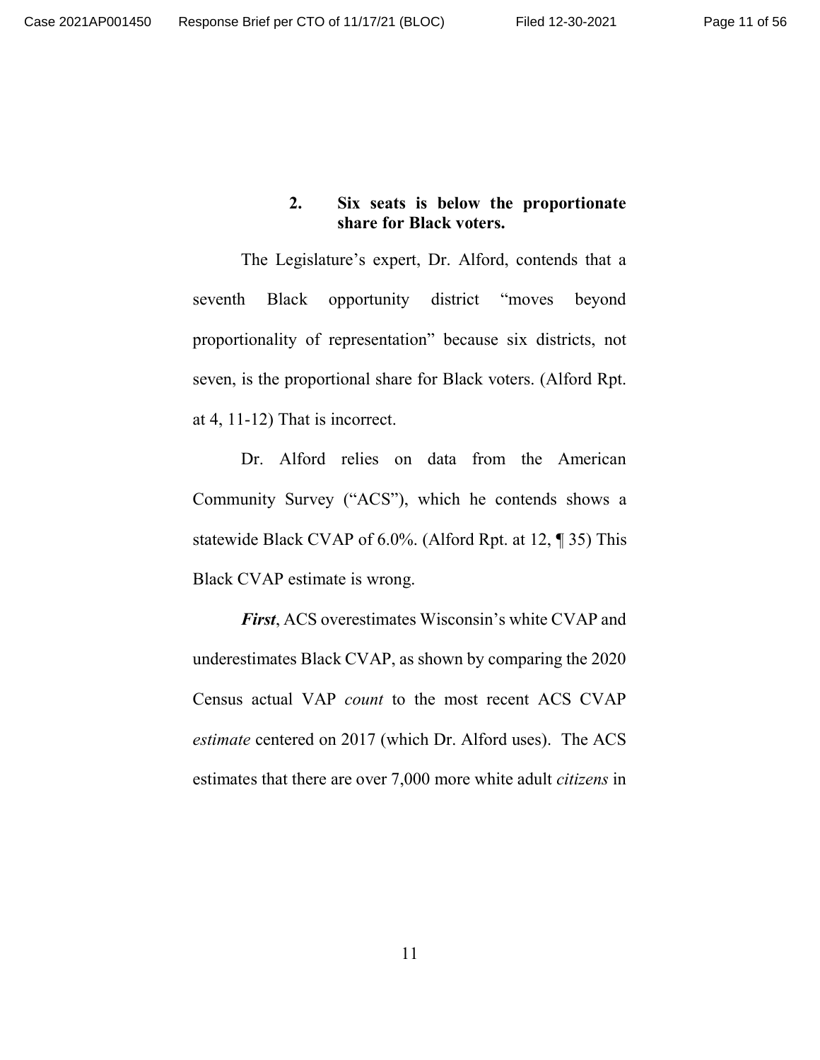### 2. Six seats is below the proportionate share for Black voters.

The Legislature's expert, Dr. Alford, contends that a seventh Black opportunity district "moves beyond proportionality of representation" because six districts, not seven, is the proportional share for Black voters. (Alford Rpt. at 4, 11-12) That is incorrect.

Dr. Alford relies on data from the American Community Survey ("ACS"), which he contends shows a statewide Black CVAP of 6.0%. (Alford Rpt. at 12, ¶ 35) This Black CVAP estimate is wrong.

***First***, ACS overestimates Wisconsin's white CVAP and underestimates Black CVAP, as shown by comparing the 2020 Census actual VAP *count* to the most recent ACS CVAP *estimate* centered on 2017 (which Dr. Alford uses). The ACS estimates that there are over 7,000 more white adult *citizens* in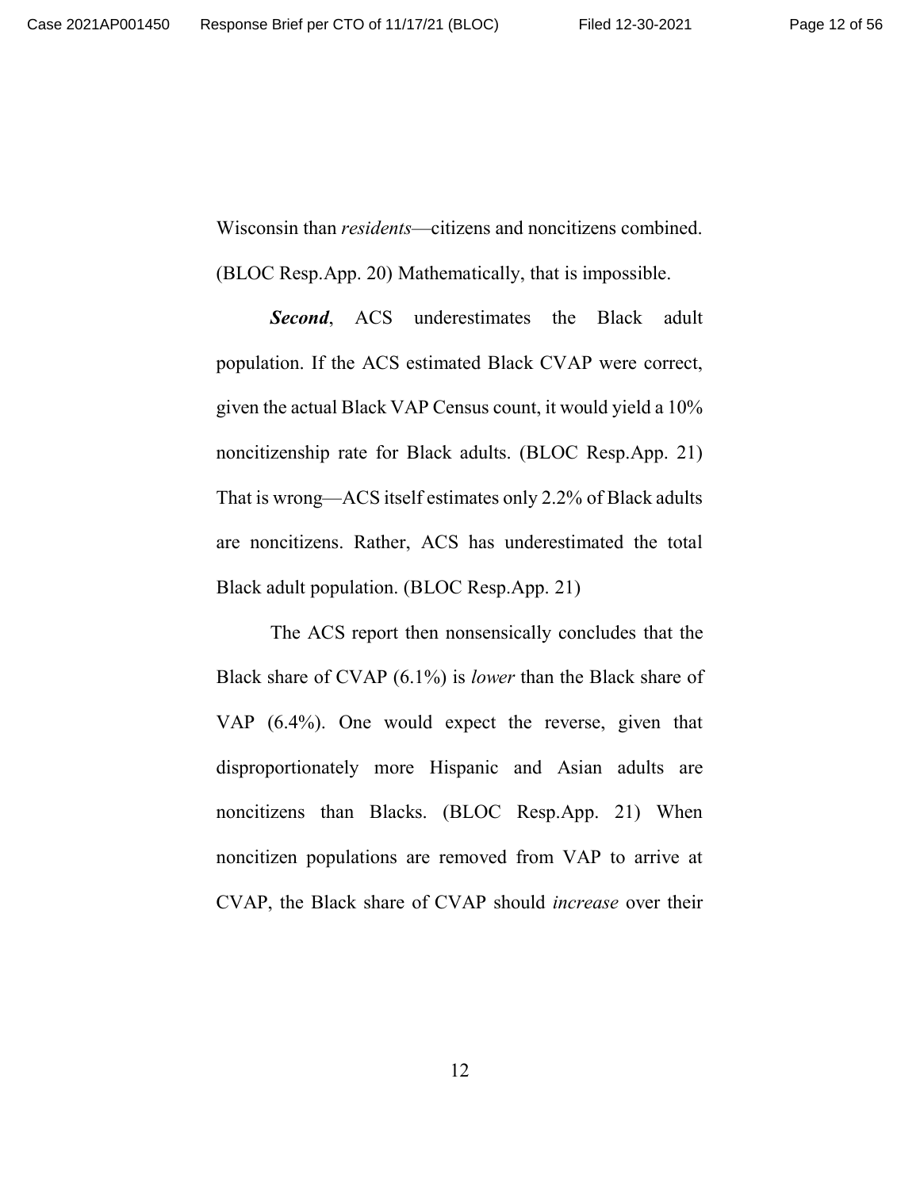Wisconsin than *residents*—citizens and noncitizens combined. (BLOC Resp.App. 20) Mathematically, that is impossible.

***Second***, ACS underestimates the Black adult population. If the ACS estimated Black CVAP were correct, given the actual Black VAP Census count, it would yield a 10% noncitizenship rate for Black adults. (BLOC Resp.App. 21) That is wrong—ACS itself estimates only 2.2% of Black adults are noncitizens. Rather, ACS has underestimated the total Black adult population. (BLOC Resp.App. 21)

The ACS report then nonsensically concludes that the Black share of CVAP (6.1%) is *lower* than the Black share of VAP (6.4%). One would expect the reverse, given that disproportionately more Hispanic and Asian adults are noncitizens than Blacks. (BLOC Resp.App. 21) When noncitizen populations are removed from VAP to arrive at CVAP, the Black share of CVAP should *increase* over their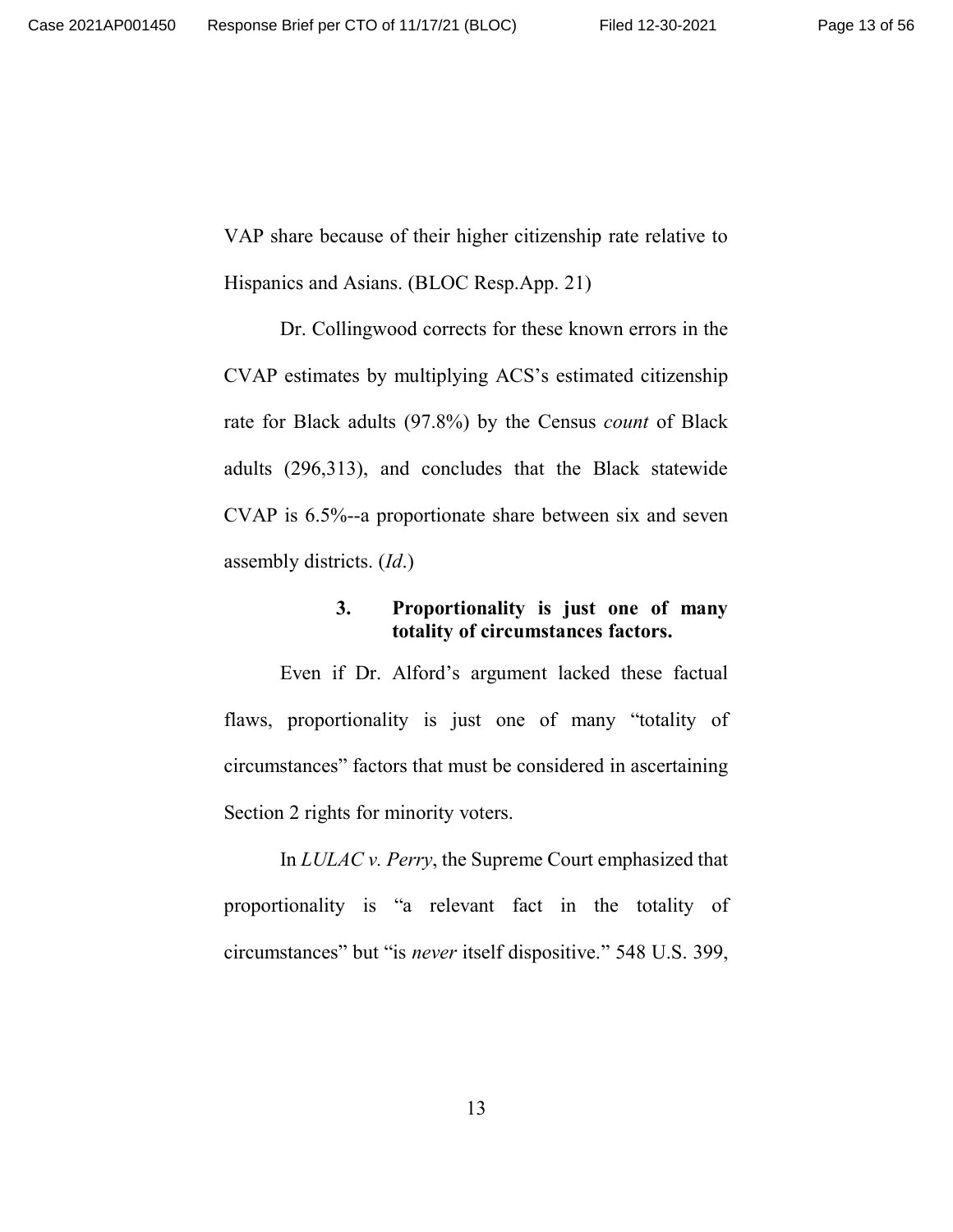VAP share because of their higher citizenship rate relative to Hispanics and Asians. (BLOC Resp.App. 21)

Dr. Collingwood corrects for these known errors in the CVAP estimates by multiplying ACS's estimated citizenship rate for Black adults (97.8%) by the Census *count* of Black adults (296,313), and concludes that the Black statewide CVAP is 6.5%--a proportionate share between six and seven assembly districts. (*Id*.)

### 3. Proportionality is just one of many totality of circumstances factors.

Even if Dr. Alford's argument lacked these factual flaws, proportionality is just one of many "totality of circumstances" factors that must be considered in ascertaining Section 2 rights for minority voters.

In *LULAC v. Perry*, the Supreme Court emphasized that proportionality is "a relevant fact in the totality of circumstances" but "is *never* itself dispositive." 548 U.S. 399,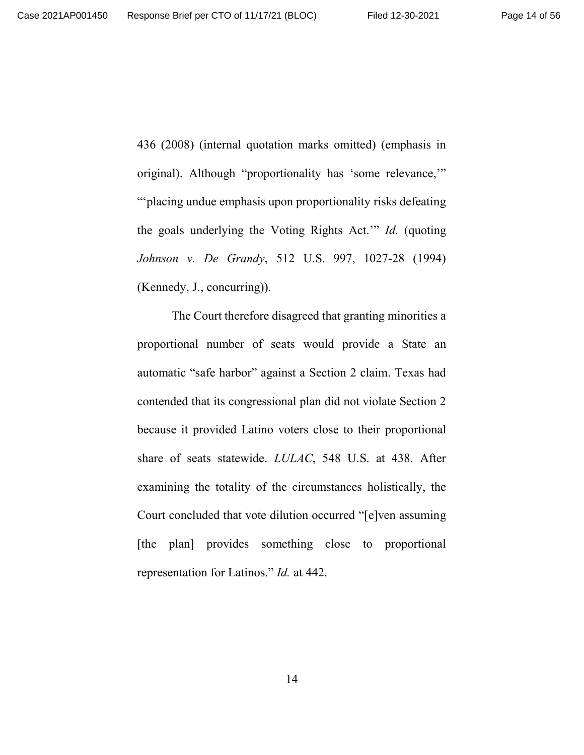436 (2008) (internal quotation marks omitted) (emphasis in original). Although "proportionality has 'some relevance,'" "'placing undue emphasis upon proportionality risks defeating the goals underlying the Voting Rights Act.'" *Id.* (quoting *Johnson v. De Grandy*, 512 U.S. 997, 1027-28 (1994) (Kennedy, J., concurring)).

The Court therefore disagreed that granting minorities a proportional number of seats would provide a State an automatic "safe harbor" against a Section 2 claim. Texas had contended that its congressional plan did not violate Section 2 because it provided Latino voters close to their proportional share of seats statewide. *LULAC*, 548 U.S. at 438. After examining the totality of the circumstances holistically, the Court concluded that vote dilution occurred "[e]ven assuming [the plan] provides something close to proportional representation for Latinos." *Id.* at 442.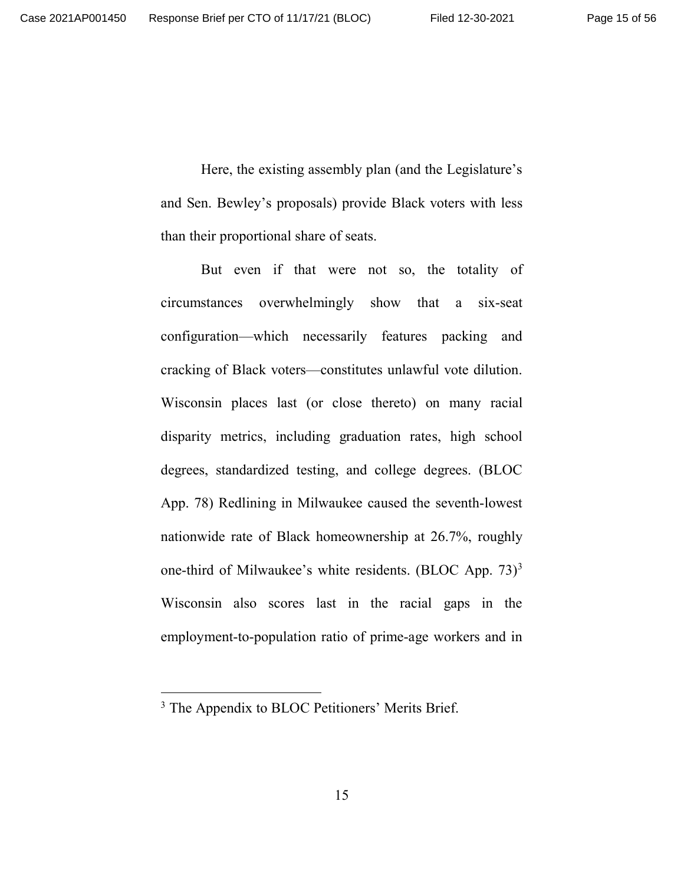Here, the existing assembly plan (and the Legislature's and Sen. Bewley's proposals) provide Black voters with less than their proportional share of seats.

But even if that were not so, the totality of circumstances overwhelmingly show that a six-seat configuration—which necessarily features packing and cracking of Black voters—constitutes unlawful vote dilution. Wisconsin places last (or close thereto) on many racial disparity metrics, including graduation rates, high school degrees, standardized testing, and college degrees. (BLOC App. 78) Redlining in Milwaukee caused the seventh-lowest nationwide rate of Black homeownership at 26.7%, roughly one-third of Milwaukee's white residents. (BLOC App. 73)[3] Wisconsin also scores last in the racial gaps in the employment-to-population ratio of prime-age workers and in

[3] The Appendix to BLOC Petitioners' Merits Brief.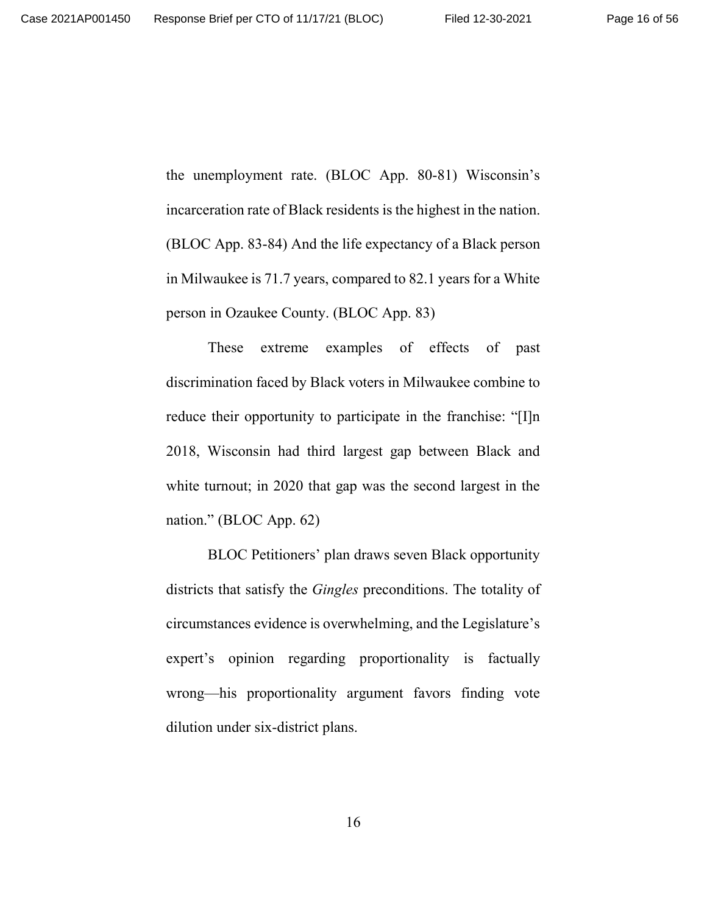the unemployment rate. (BLOC App. 80-81) Wisconsin's incarceration rate of Black residents is the highest in the nation. (BLOC App. 83-84) And the life expectancy of a Black person in Milwaukee is 71.7 years, compared to 82.1 years for a White person in Ozaukee County. (BLOC App. 83)

These extreme examples of effects of past discrimination faced by Black voters in Milwaukee combine to reduce their opportunity to participate in the franchise: "[I]n 2018, Wisconsin had third largest gap between Black and white turnout; in 2020 that gap was the second largest in the nation." (BLOC App. 62)

BLOC Petitioners' plan draws seven Black opportunity districts that satisfy the *Gingles* preconditions. The totality of circumstances evidence is overwhelming, and the Legislature's expert's opinion regarding proportionality is factually wrong—his proportionality argument favors finding vote dilution under six-district plans.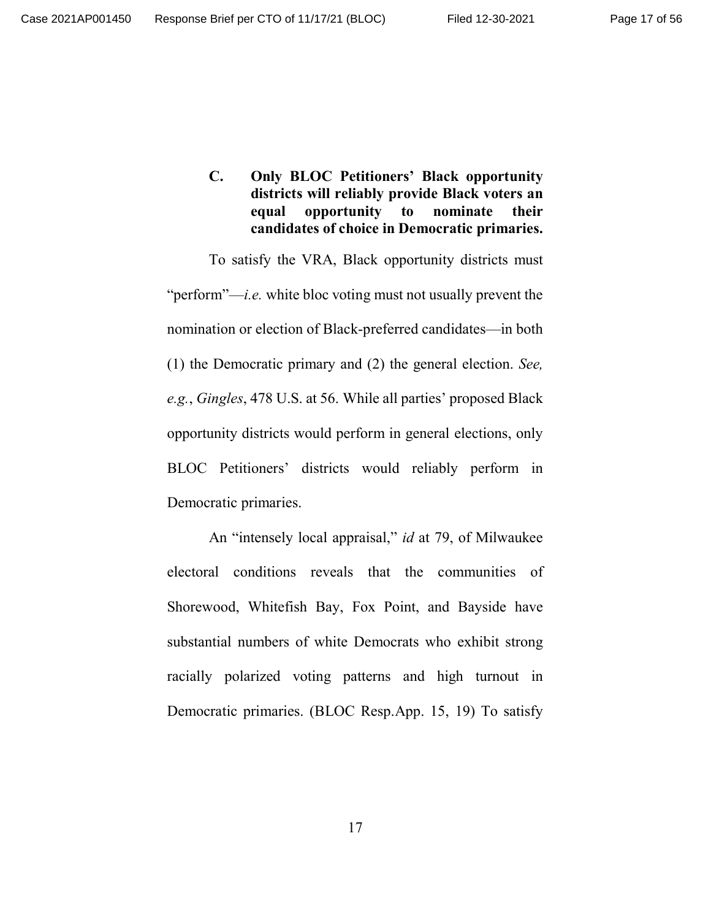### C. Only BLOC Petitioners' Black opportunity districts will reliably provide Black voters an equal opportunity to nominate their candidates of choice in Democratic primaries.

To satisfy the VRA, Black opportunity districts must "perform"—*i.e.* white bloc voting must not usually prevent the nomination or election of Black-preferred candidates—in both (1) the Democratic primary and (2) the general election. *See, e.g.*, *Gingles*, 478 U.S. at 56. While all parties' proposed Black opportunity districts would perform in general elections, only BLOC Petitioners' districts would reliably perform in Democratic primaries.

An "intensely local appraisal," *id* at 79, of Milwaukee electoral conditions reveals that the communities of Shorewood, Whitefish Bay, Fox Point, and Bayside have substantial numbers of white Democrats who exhibit strong racially polarized voting patterns and high turnout in Democratic primaries. (BLOC Resp.App. 15, 19) To satisfy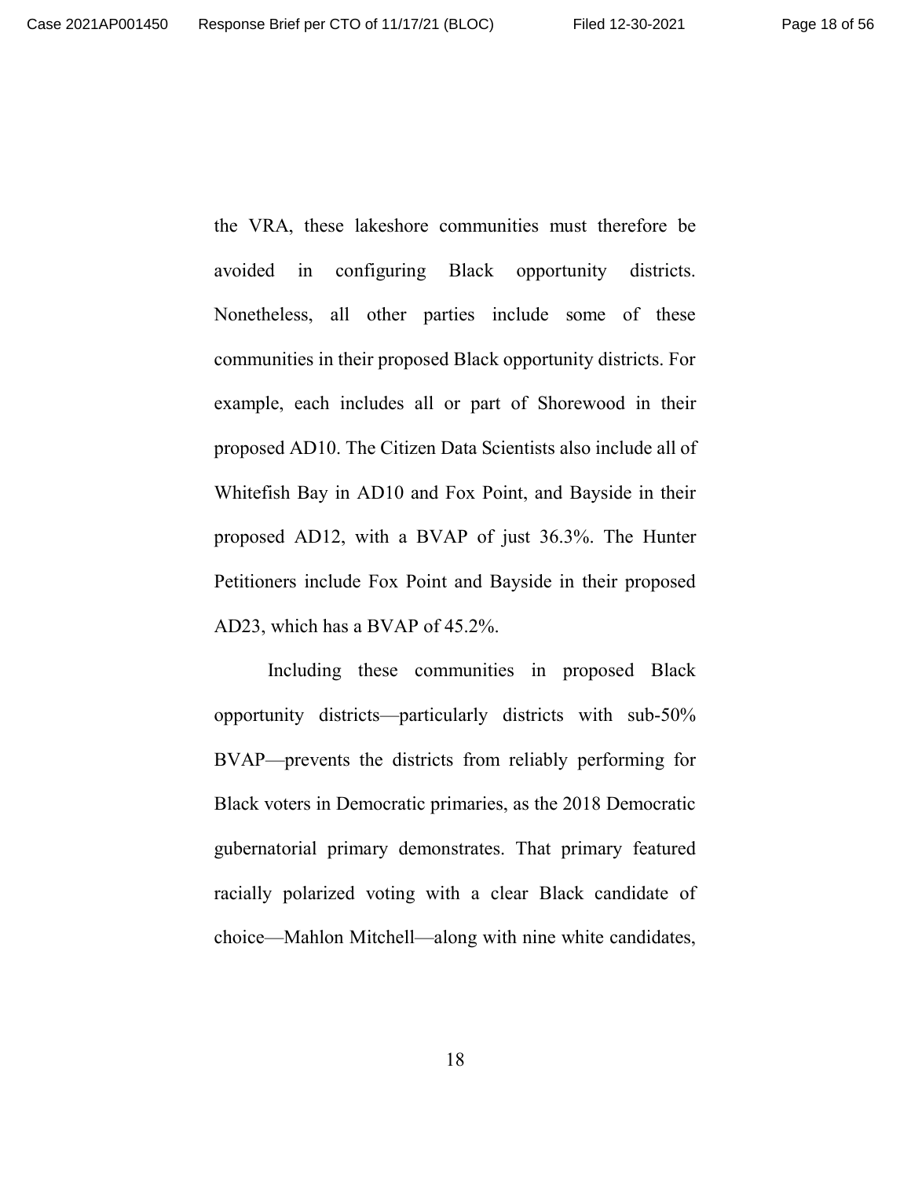the VRA, these lakeshore communities must therefore be avoided in configuring Black opportunity districts. Nonetheless, all other parties include some of these communities in their proposed Black opportunity districts. For example, each includes all or part of Shorewood in their proposed AD10. The Citizen Data Scientists also include all of Whitefish Bay in AD10 and Fox Point, and Bayside in their proposed AD12, with a BVAP of just 36.3%. The Hunter Petitioners include Fox Point and Bayside in their proposed AD23, which has a BVAP of 45.2%.

Including these communities in proposed Black opportunity districts—particularly districts with sub-50% BVAP—prevents the districts from reliably performing for Black voters in Democratic primaries, as the 2018 Democratic gubernatorial primary demonstrates. That primary featured racially polarized voting with a clear Black candidate of choice—Mahlon Mitchell—along with nine white candidates,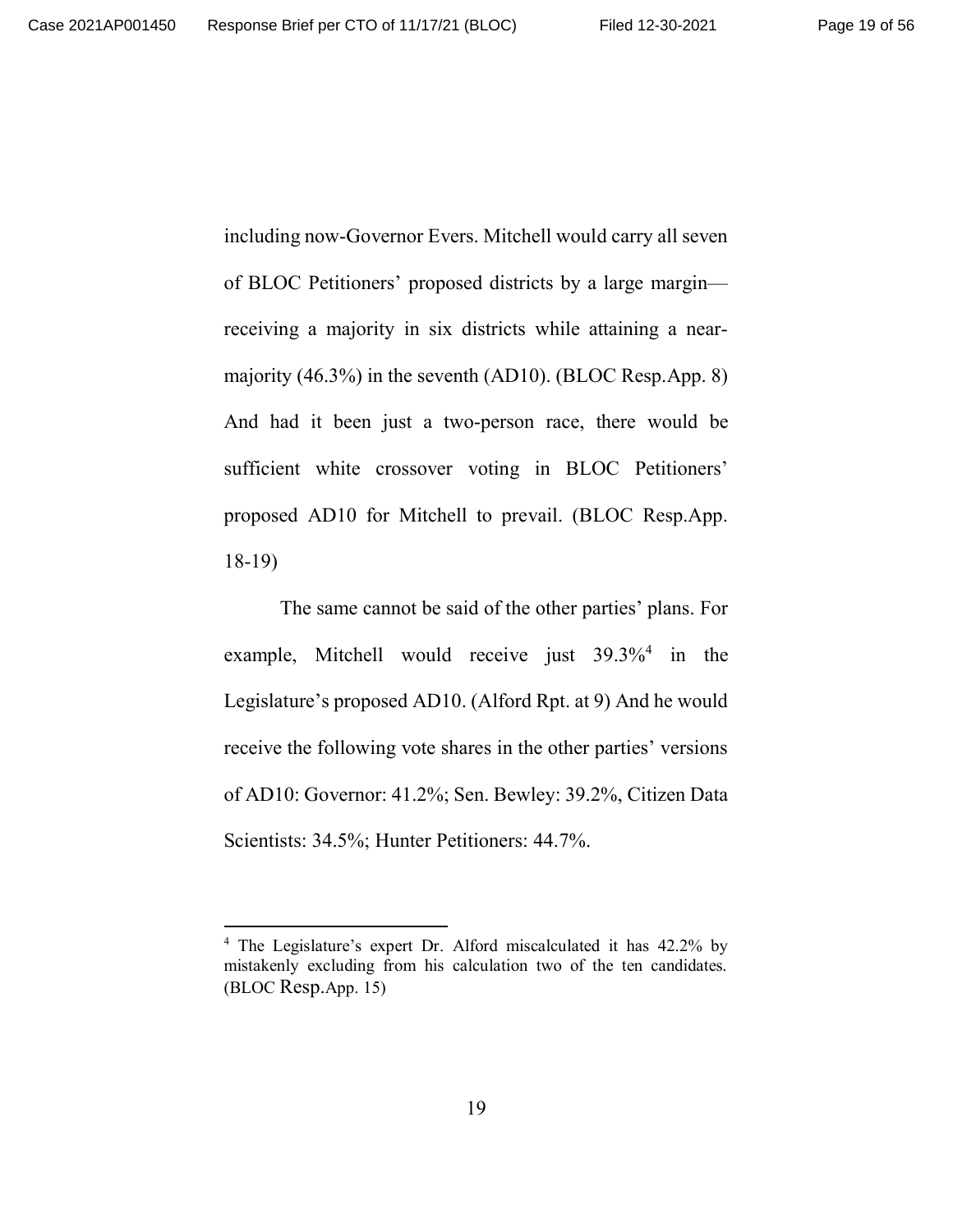including now-Governor Evers. Mitchell would carry all seven of BLOC Petitioners' proposed districts by a large margin—receiving a majority in six districts while attaining a near-majority (46.3%) in the seventh (AD10). (BLOC Resp.App. 8) And had it been just a two-person race, there would be sufficient white crossover voting in BLOC Petitioners' proposed AD10 for Mitchell to prevail. (BLOC Resp.App. 18-19)

The same cannot be said of the other parties' plans. For example, Mitchell would receive just 39.3%[4] in the Legislature's proposed AD10. (Alford Rpt. at 9) And he would receive the following vote shares in the other parties' versions of AD10: Governor: 41.2%; Sen. Bewley: 39.2%, Citizen Data Scientists: 34.5%; Hunter Petitioners: 44.7%.

---

[4] The Legislature's expert Dr. Alford miscalculated it has 42.2% by mistakenly excluding from his calculation two of the ten candidates. (BLOC Resp.App. 15)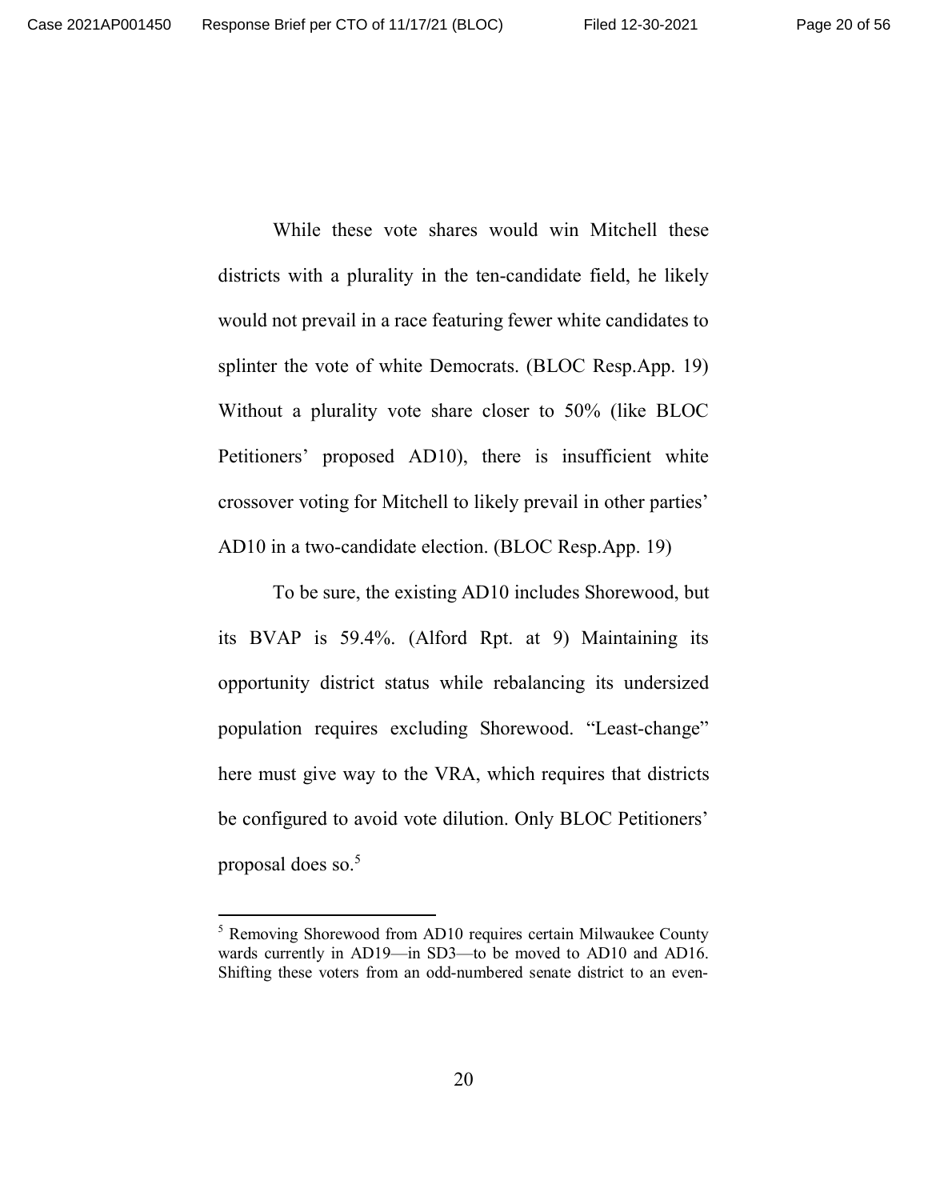While these vote shares would win Mitchell these districts with a plurality in the ten-candidate field, he likely would not prevail in a race featuring fewer white candidates to splinter the vote of white Democrats. (BLOC Resp.App. 19) Without a plurality vote share closer to 50% (like BLOC Petitioners' proposed AD10), there is insufficient white crossover voting for Mitchell to likely prevail in other parties' AD10 in a two-candidate election. (BLOC Resp.App. 19)

To be sure, the existing AD10 includes Shorewood, but its BVAP is 59.4%. (Alford Rpt. at 9) Maintaining its opportunity district status while rebalancing its undersized population requires excluding Shorewood. "Least-change" here must give way to the VRA, which requires that districts be configured to avoid vote dilution. Only BLOC Petitioners' proposal does so.[5]

---

[5] Removing Shorewood from AD10 requires certain Milwaukee County wards currently in AD19—in SD3—to be moved to AD10 and AD16. Shifting these voters from an odd-numbered senate district to an even-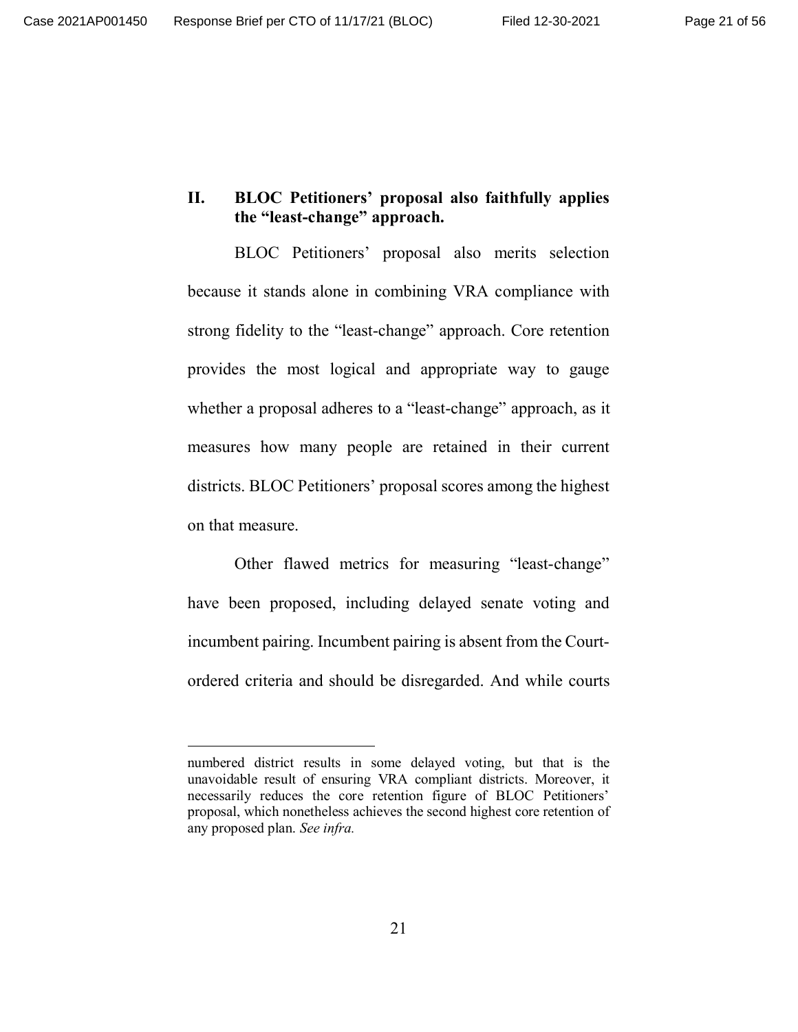## II. BLOC Petitioners' proposal also faithfully applies the "least-change" approach.

BLOC Petitioners' proposal also merits selection because it stands alone in combining VRA compliance with strong fidelity to the "least-change" approach. Core retention provides the most logical and appropriate way to gauge whether a proposal adheres to a "least-change" approach, as it measures how many people are retained in their current districts. BLOC Petitioners' proposal scores among the highest on that measure.

Other flawed metrics for measuring "least-change" have been proposed, including delayed senate voting and incumbent pairing. Incumbent pairing is absent from the Court-ordered criteria and should be disregarded. And while courts

---

numbered district results in some delayed voting, but that is the unavoidable result of ensuring VRA compliant districts. Moreover, it necessarily reduces the core retention figure of BLOC Petitioners' proposal, which nonetheless achieves the second highest core retention of any proposed plan. *See infra.*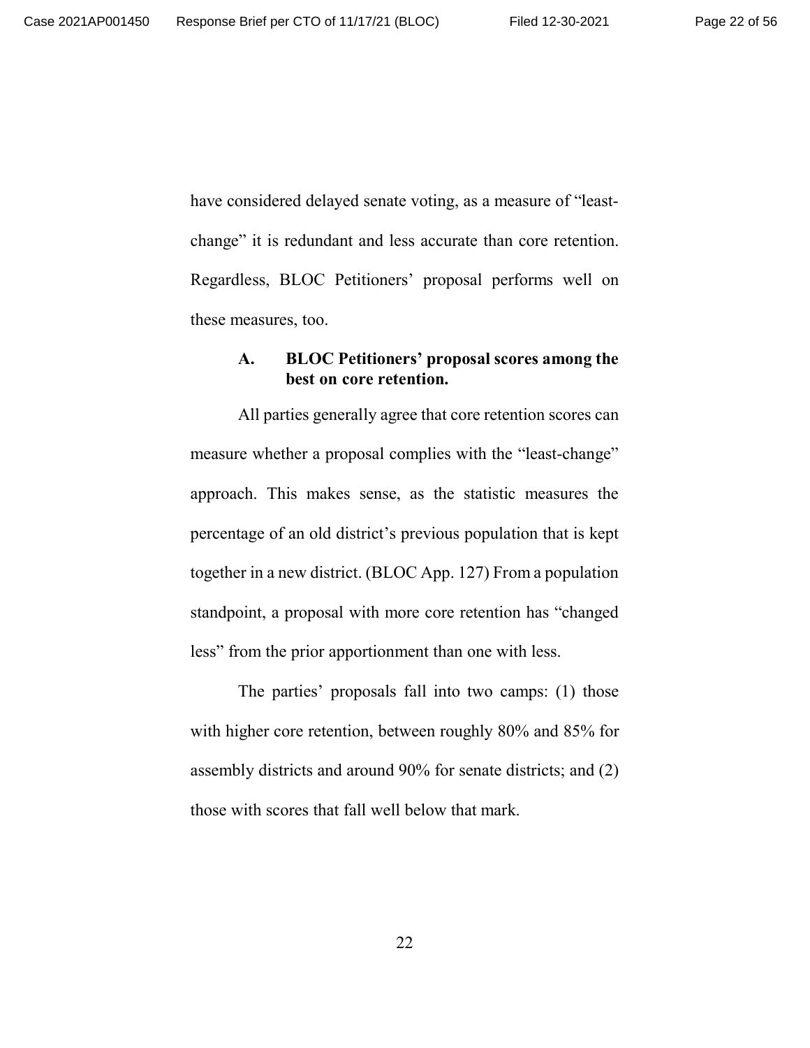have considered delayed senate voting, as a measure of "least-change" it is redundant and less accurate than core retention. Regardless, BLOC Petitioners' proposal performs well on these measures, too.

### A. BLOC Petitioners' proposal scores among the best on core retention.

All parties generally agree that core retention scores can measure whether a proposal complies with the "least-change" approach. This makes sense, as the statistic measures the percentage of an old district's previous population that is kept together in a new district. (BLOC App. 127) From a population standpoint, a proposal with more core retention has "changed less" from the prior apportionment than one with less.

The parties' proposals fall into two camps: (1) those with higher core retention, between roughly 80% and 85% for assembly districts and around 90% for senate districts; and (2) those with scores that fall well below that mark.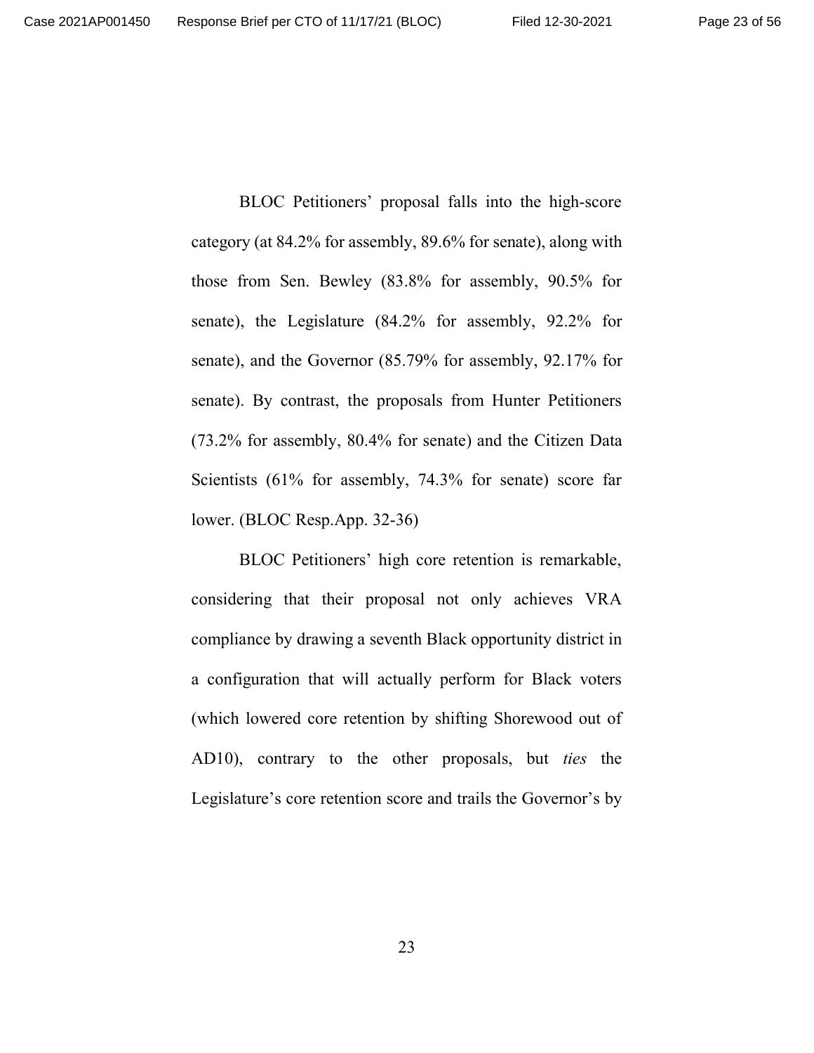BLOC Petitioners' proposal falls into the high-score category (at 84.2% for assembly, 89.6% for senate), along with those from Sen. Bewley (83.8% for assembly, 90.5% for senate), the Legislature (84.2% for assembly, 92.2% for senate), and the Governor (85.79% for assembly, 92.17% for senate). By contrast, the proposals from Hunter Petitioners (73.2% for assembly, 80.4% for senate) and the Citizen Data Scientists (61% for assembly, 74.3% for senate) score far lower. (BLOC Resp.App. 32-36)

BLOC Petitioners' high core retention is remarkable, considering that their proposal not only achieves VRA compliance by drawing a seventh Black opportunity district in a configuration that will actually perform for Black voters (which lowered core retention by shifting Shorewood out of AD10), contrary to the other proposals, but *ties* the Legislature's core retention score and trails the Governor's by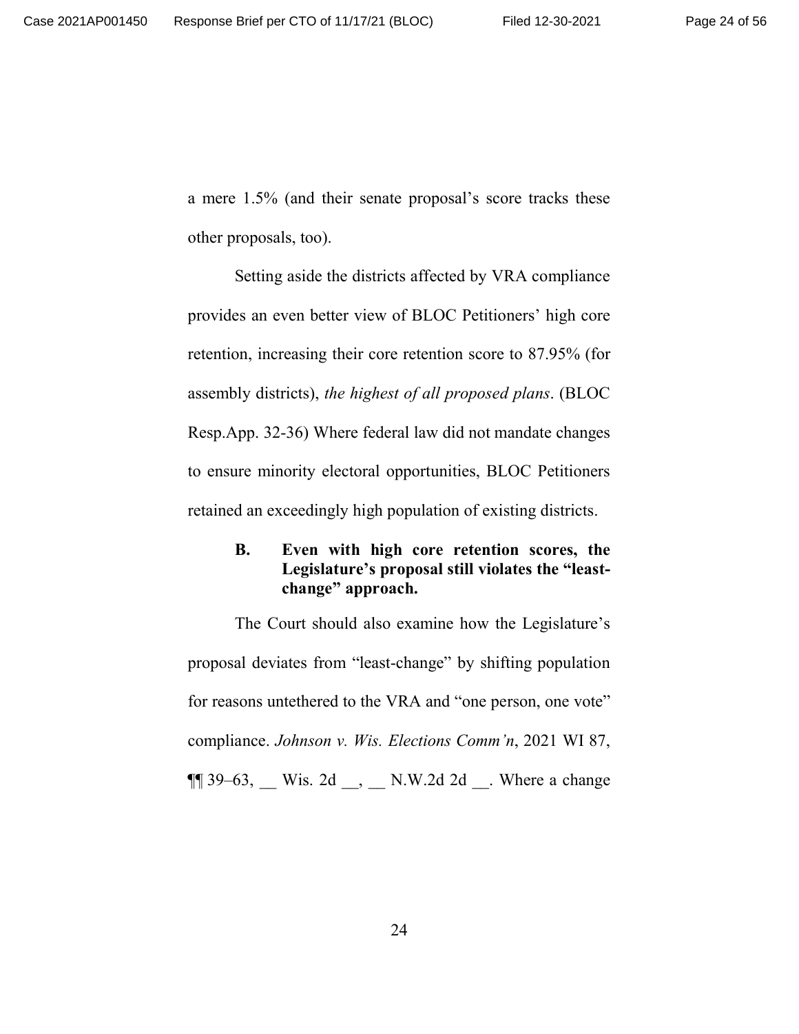a mere 1.5% (and their senate proposal's score tracks these other proposals, too).

Setting aside the districts affected by VRA compliance provides an even better view of BLOC Petitioners' high core retention, increasing their core retention score to 87.95% (for assembly districts), *the highest of all proposed plans*. (BLOC Resp.App. 32-36) Where federal law did not mandate changes to ensure minority electoral opportunities, BLOC Petitioners retained an exceedingly high population of existing districts.

### B. Even with high core retention scores, the Legislature's proposal still violates the "least-change" approach.

The Court should also examine how the Legislature's proposal deviates from "least-change" by shifting population for reasons untethered to the VRA and "one person, one vote" compliance. *Johnson v. Wis. Elections Comm'n*, 2021 WI 87, ¶¶ 39–63, __ Wis. 2d __, __ N.W.2d 2d __. Where a change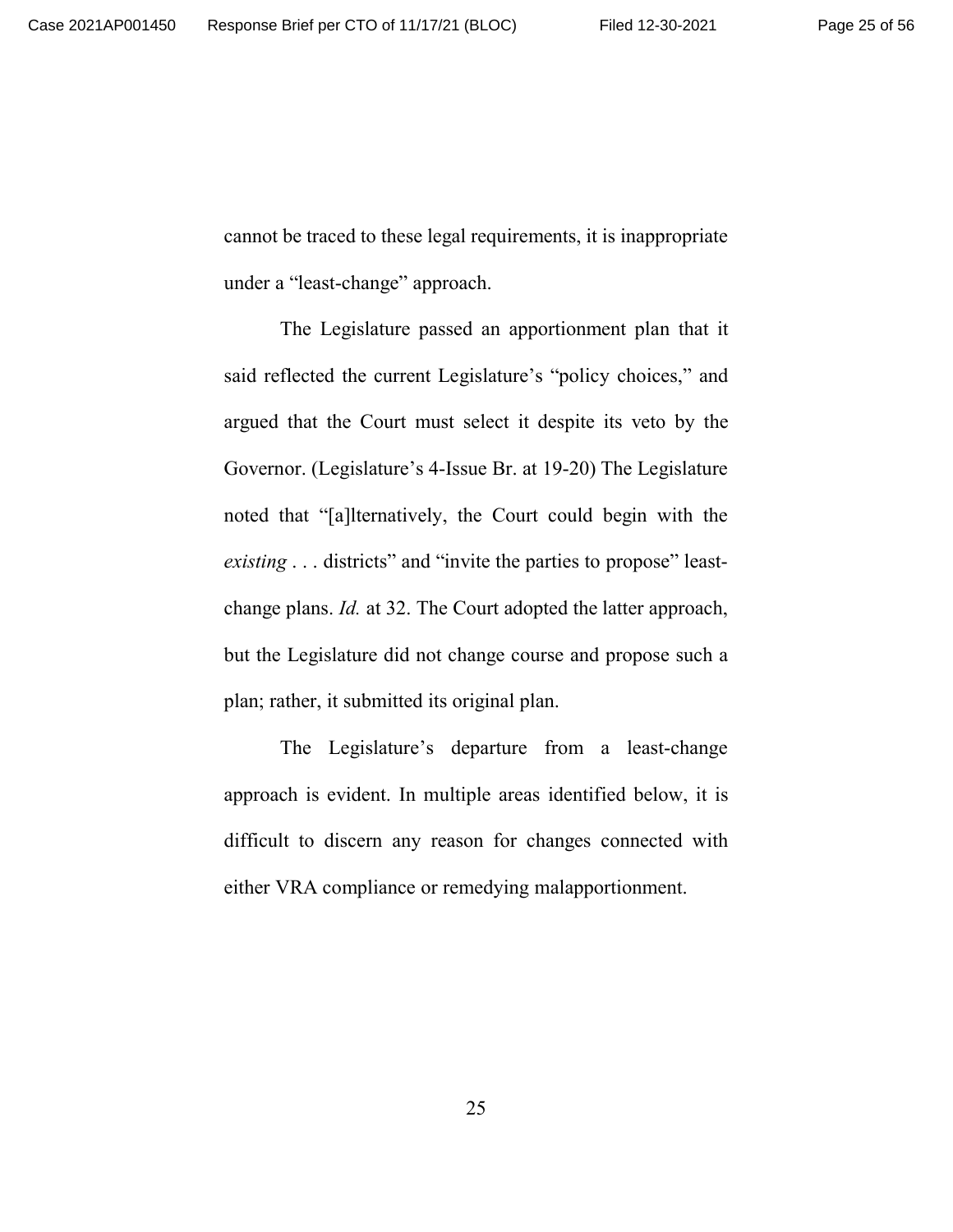cannot be traced to these legal requirements, it is inappropriate under a "least-change" approach.

The Legislature passed an apportionment plan that it said reflected the current Legislature's "policy choices," and argued that the Court must select it despite its veto by the Governor. (Legislature's 4-Issue Br. at 19-20) The Legislature noted that "[a]lternatively, the Court could begin with the *existing* . . . districts" and "invite the parties to propose" least-change plans. *Id.* at 32. The Court adopted the latter approach, but the Legislature did not change course and propose such a plan; rather, it submitted its original plan.

The Legislature's departure from a least-change approach is evident. In multiple areas identified below, it is difficult to discern any reason for changes connected with either VRA compliance or remedying malapportionment.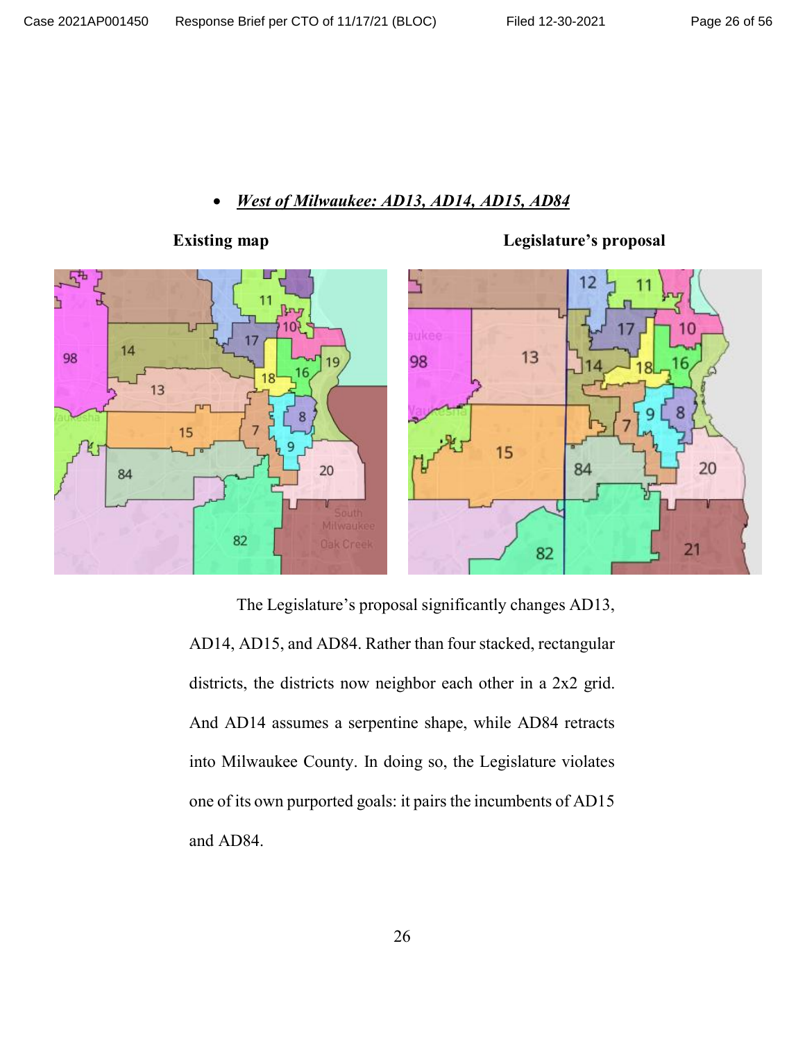- ***West of Milwaukee: AD13, AD14, AD15, AD84***

**Existing map** **Legislature's proposal**

The Legislature's proposal significantly changes AD13, AD14, AD15, and AD84. Rather than four stacked, rectangular districts, the districts now neighbor each other in a 2x2 grid. And AD14 assumes a serpentine shape, while AD84 retracts into Milwaukee County. In doing so, the Legislature violates one of its own purported goals: it pairs the incumbents of AD15 and AD84.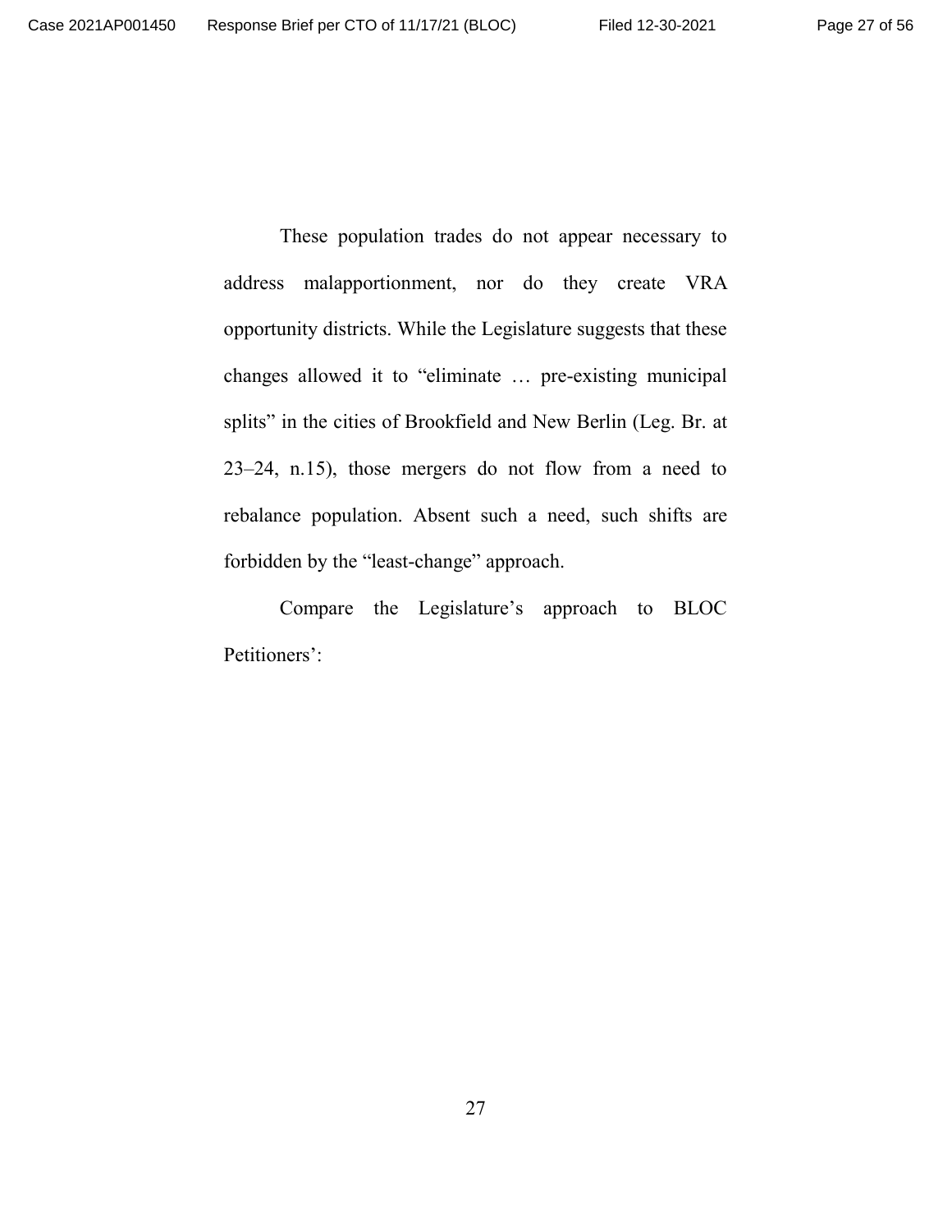These population trades do not appear necessary to address malapportionment, nor do they create VRA opportunity districts. While the Legislature suggests that these changes allowed it to "eliminate … pre-existing municipal splits" in the cities of Brookfield and New Berlin (Leg. Br. at 23–24, n.15), those mergers do not flow from a need to rebalance population. Absent such a need, such shifts are forbidden by the "least-change" approach.

Compare the Legislature's approach to BLOC Petitioners':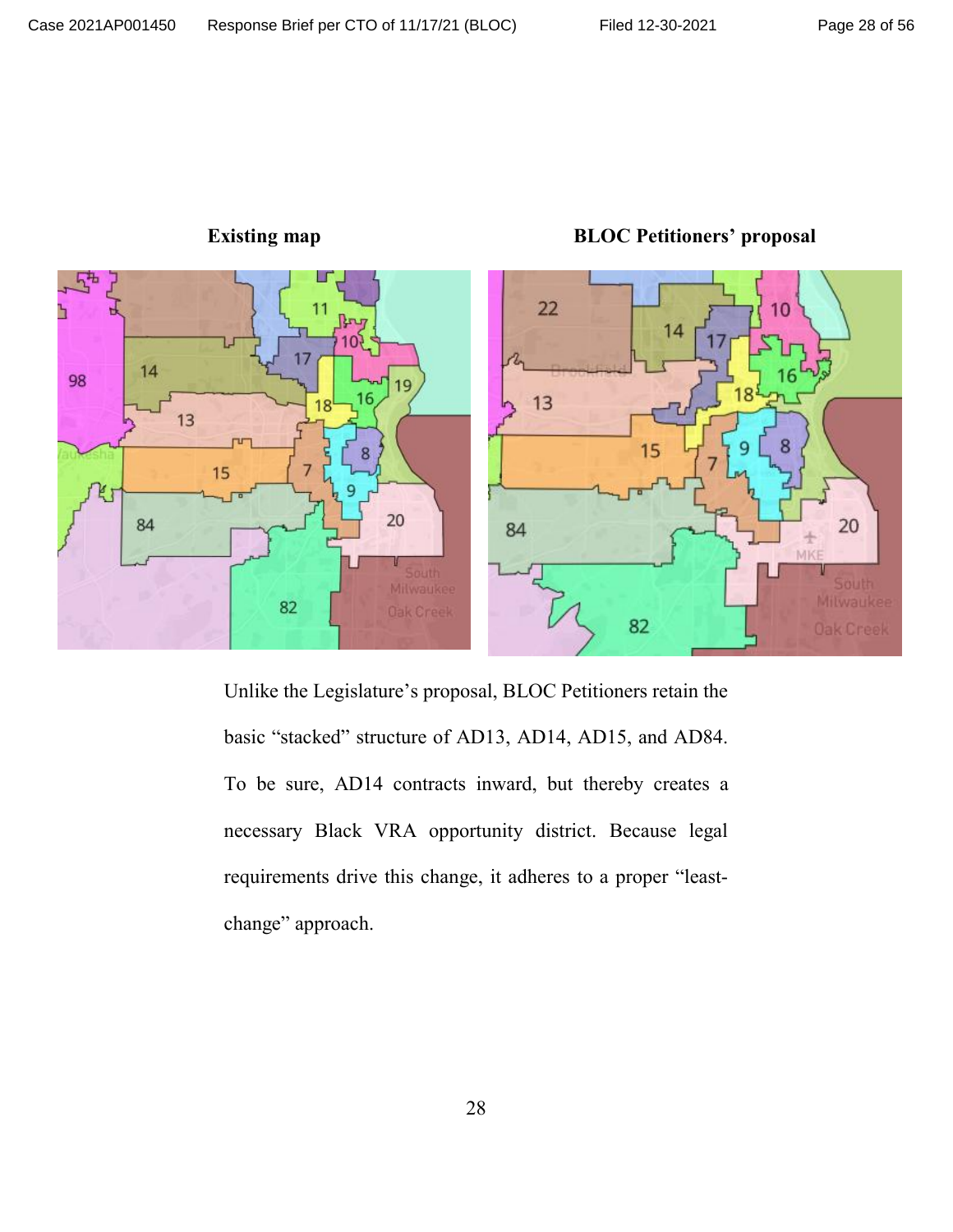**Existing map** **BLOC Petitioners' proposal**

Unlike the Legislature's proposal, BLOC Petitioners retain the basic "stacked" structure of AD13, AD14, AD15, and AD84. To be sure, AD14 contracts inward, but thereby creates a necessary Black VRA opportunity district. Because legal requirements drive this change, it adheres to a proper "least-change" approach.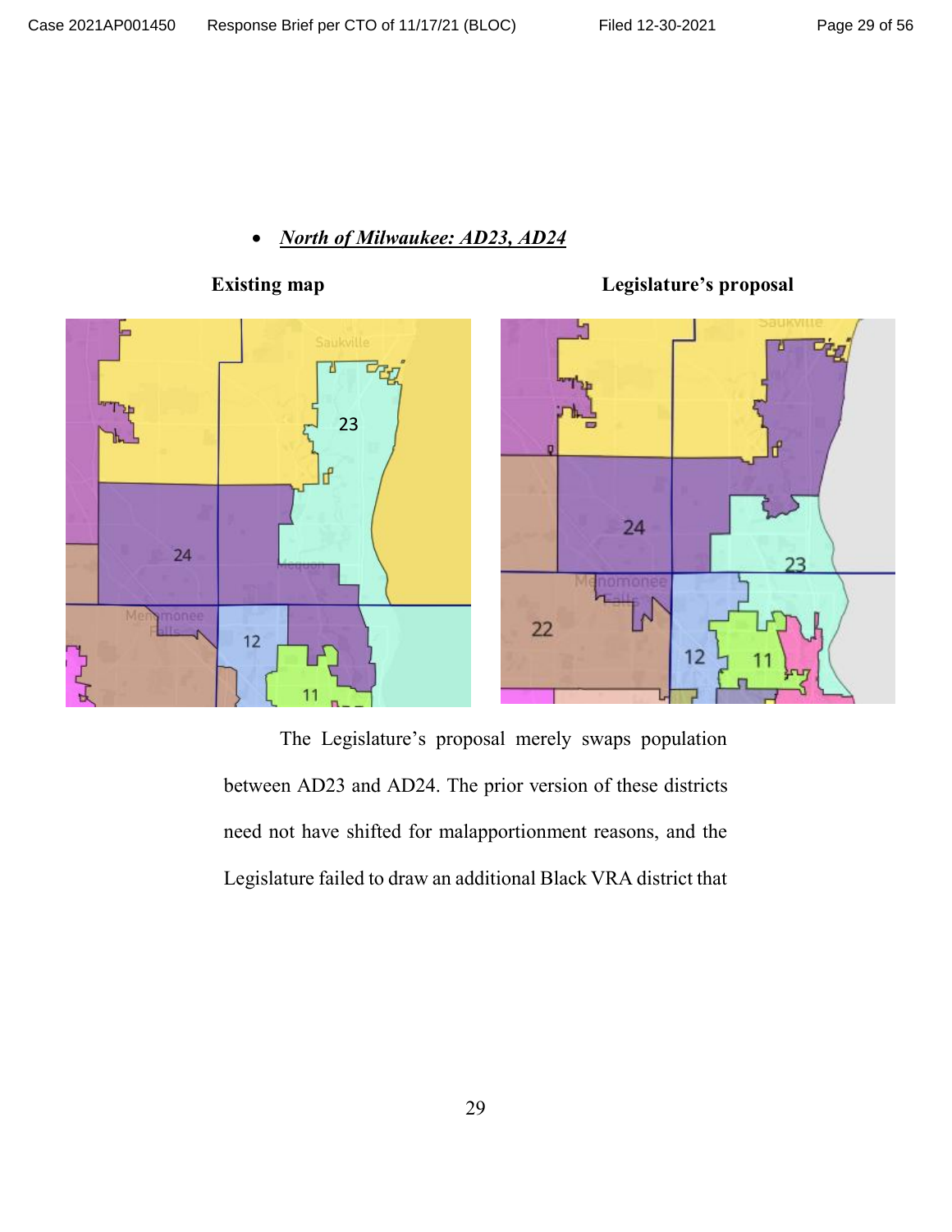- ***North of Milwaukee: AD23, AD24***

**Existing map** **Legislature's proposal**

The Legislature's proposal merely swaps population between AD23 and AD24. The prior version of these districts need not have shifted for malapportionment reasons, and the Legislature failed to draw an additional Black VRA district that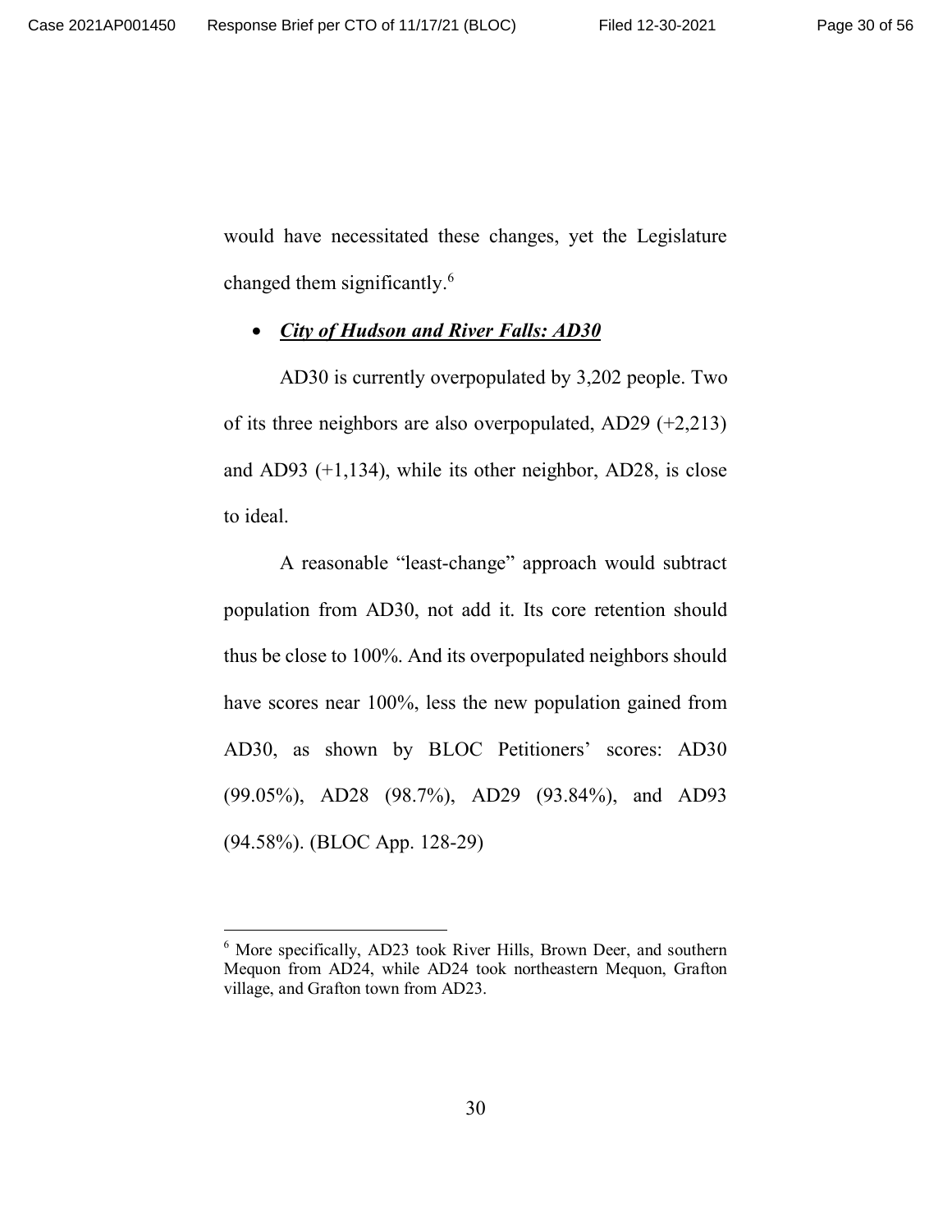would have necessitated these changes, yet the Legislature changed them significantly.[6]

- ***City of Hudson and River Falls: AD30***

AD30 is currently overpopulated by 3,202 people. Two of its three neighbors are also overpopulated, AD29 (+2,213) and AD93 (+1,134), while its other neighbor, AD28, is close to ideal.

A reasonable "least-change" approach would subtract population from AD30, not add it. Its core retention should thus be close to 100%. And its overpopulated neighbors should have scores near 100%, less the new population gained from AD30, as shown by BLOC Petitioners' scores: AD30 (99.05%), AD28 (98.7%), AD29 (93.84%), and AD93 (94.58%). (BLOC App. 128-29)

---

[6] More specifically, AD23 took River Hills, Brown Deer, and southern Mequon from AD24, while AD24 took northeastern Mequon, Grafton village, and Grafton town from AD23.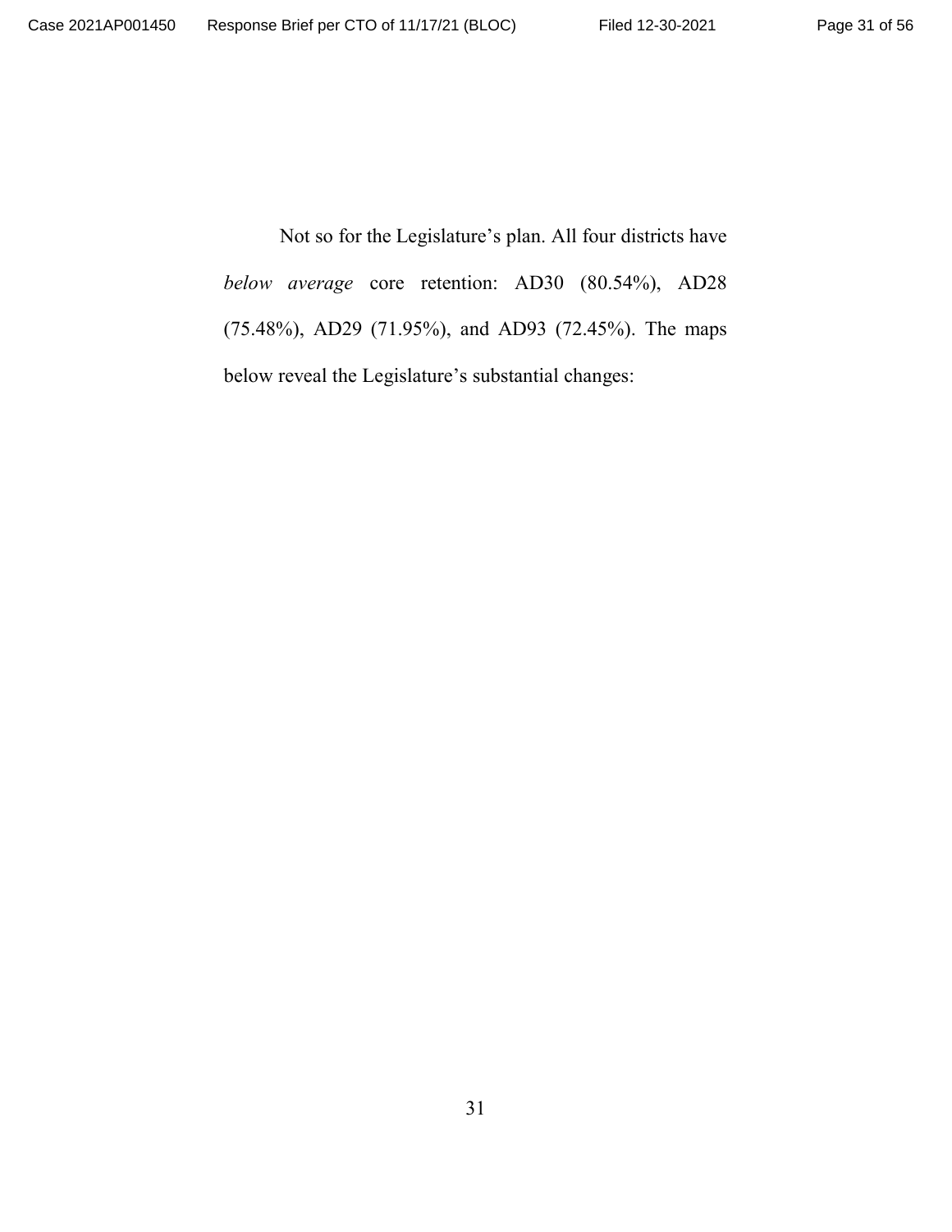Not so for the Legislature's plan. All four districts have *below average* core retention: AD30 (80.54%), AD28 (75.48%), AD29 (71.95%), and AD93 (72.45%). The maps below reveal the Legislature's substantial changes: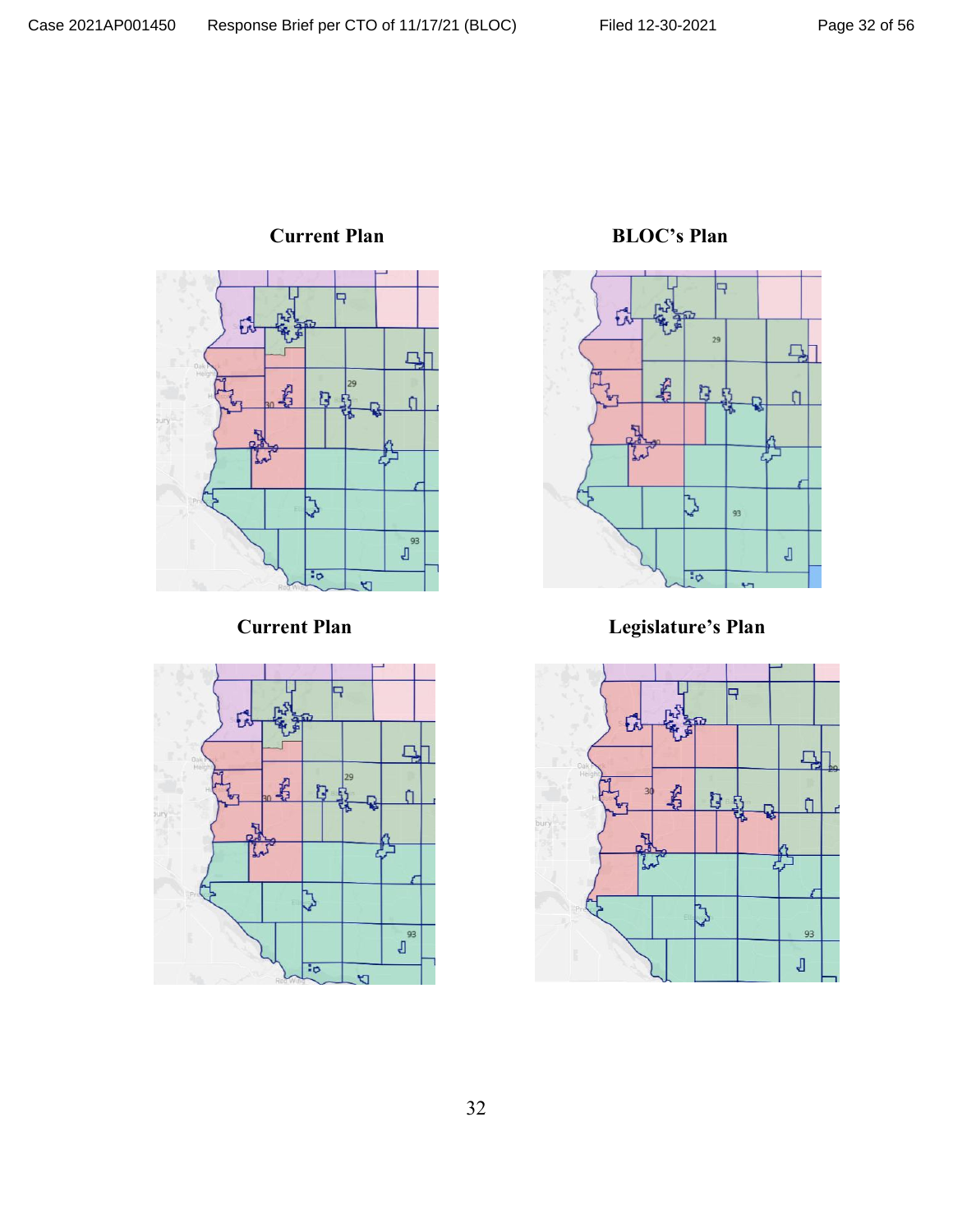**Current Plan**

**BLOC's Plan**

**Current Plan**

**Legislature's Plan**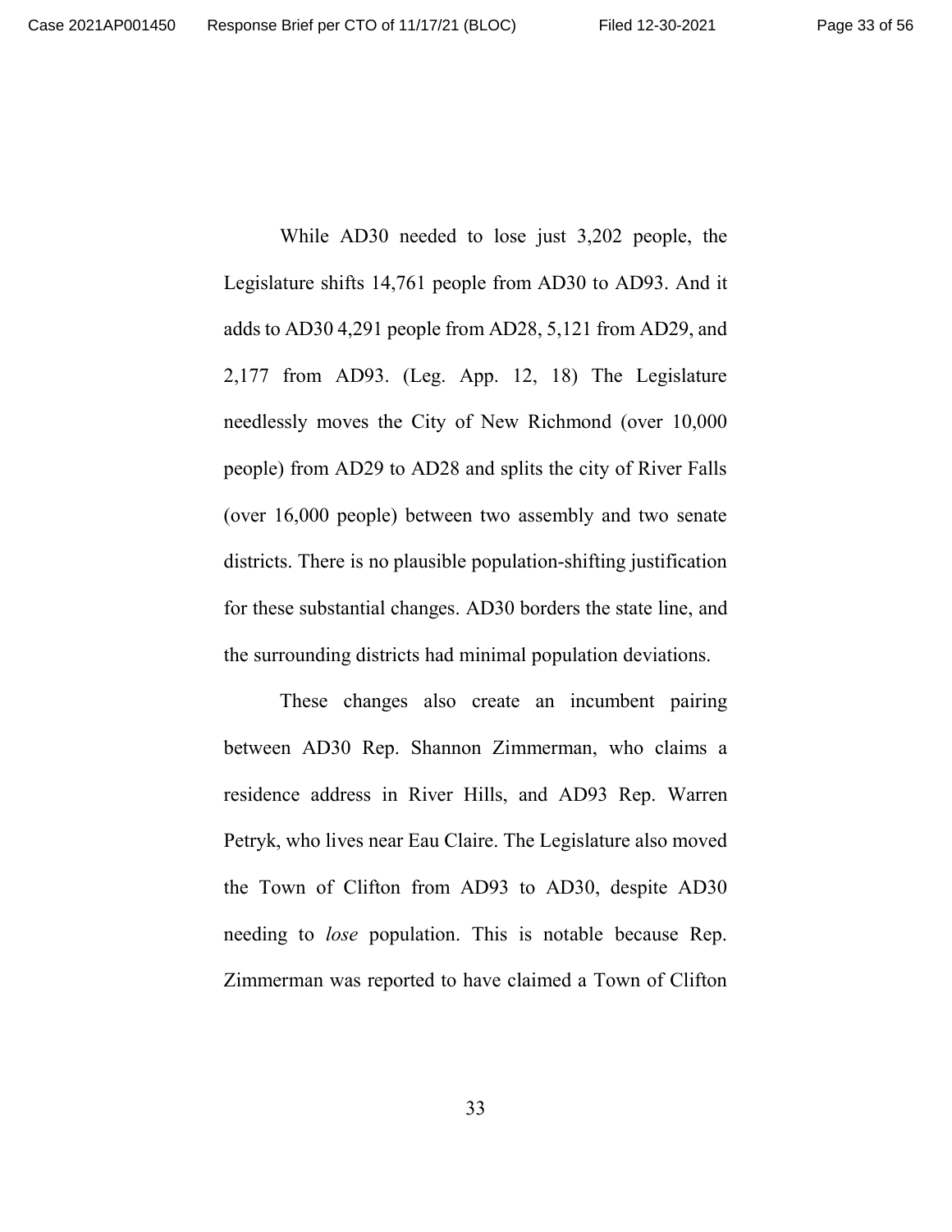While AD30 needed to lose just 3,202 people, the Legislature shifts 14,761 people from AD30 to AD93. And it adds to AD30 4,291 people from AD28, 5,121 from AD29, and 2,177 from AD93. (Leg. App. 12, 18) The Legislature needlessly moves the City of New Richmond (over 10,000 people) from AD29 to AD28 and splits the city of River Falls (over 16,000 people) between two assembly and two senate districts. There is no plausible population-shifting justification for these substantial changes. AD30 borders the state line, and the surrounding districts had minimal population deviations.

These changes also create an incumbent pairing between AD30 Rep. Shannon Zimmerman, who claims a residence address in River Hills, and AD93 Rep. Warren Petryk, who lives near Eau Claire. The Legislature also moved the Town of Clifton from AD93 to AD30, despite AD30 needing to *lose* population. This is notable because Rep. Zimmerman was reported to have claimed a Town of Clifton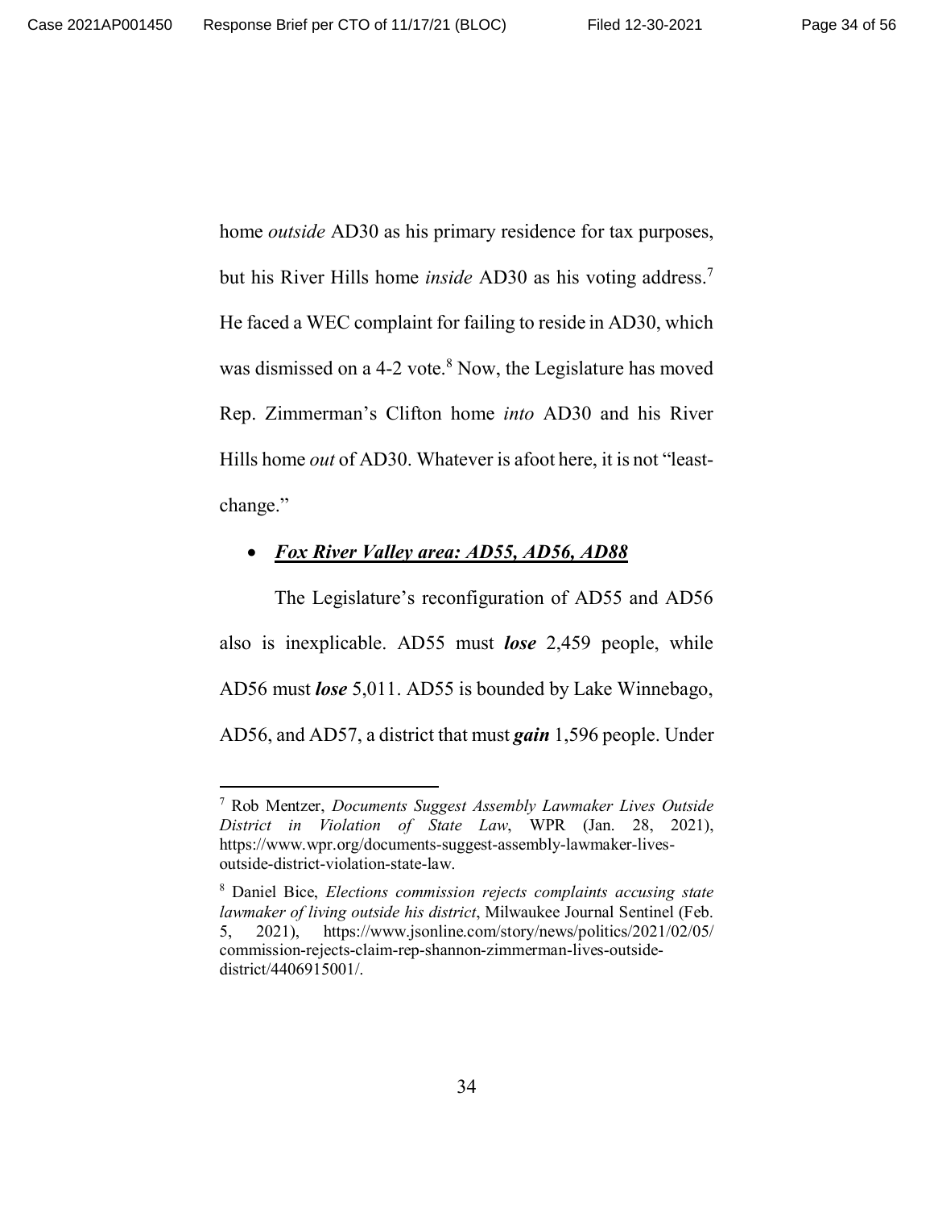home *outside* AD30 as his primary residence for tax purposes, but his River Hills home *inside* AD30 as his voting address.[7] He faced a WEC complaint for failing to reside in AD30, which was dismissed on a 4-2 vote.[8] Now, the Legislature has moved Rep. Zimmerman's Clifton home *into* AD30 and his River Hills home *out* of AD30. Whatever is afoot here, it is not "least-change."

- ***Fox River Valley area: AD55, AD56, AD88***

The Legislature's reconfiguration of AD55 and AD56 also is inexplicable. AD55 must ***lose*** 2,459 people, while AD56 must ***lose*** 5,011. AD55 is bounded by Lake Winnebago, AD56, and AD57, a district that must ***gain*** 1,596 people. Under

---

[7] Rob Mentzer, *Documents Suggest Assembly Lawmaker Lives Outside District in Violation of State Law*, WPR (Jan. 28, 2021), https://www.wpr.org/documents-suggest-assembly-lawmaker-lives-outside-district-violation-state-law.

[8] Daniel Bice, *Elections commission rejects complaints accusing state lawmaker of living outside his district*, Milwaukee Journal Sentinel (Feb. 5, 2021), https://www.jsonline.com/story/news/politics/2021/02/05/commission-rejects-claim-rep-shannon-zimmerman-lives-outside-district/4406915001/.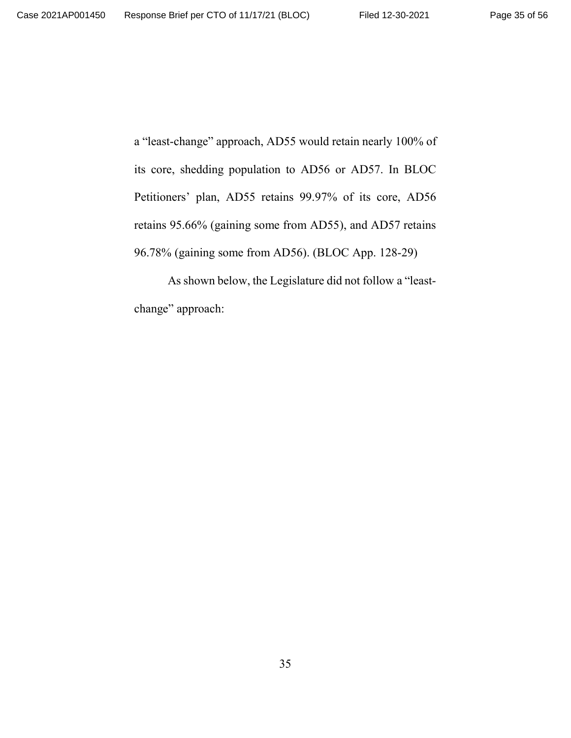a "least-change" approach, AD55 would retain nearly 100% of its core, shedding population to AD56 or AD57. In BLOC Petitioners' plan, AD55 retains 99.97% of its core, AD56 retains 95.66% (gaining some from AD55), and AD57 retains 96.78% (gaining some from AD56). (BLOC App. 128-29)

As shown below, the Legislature did not follow a "least-change" approach: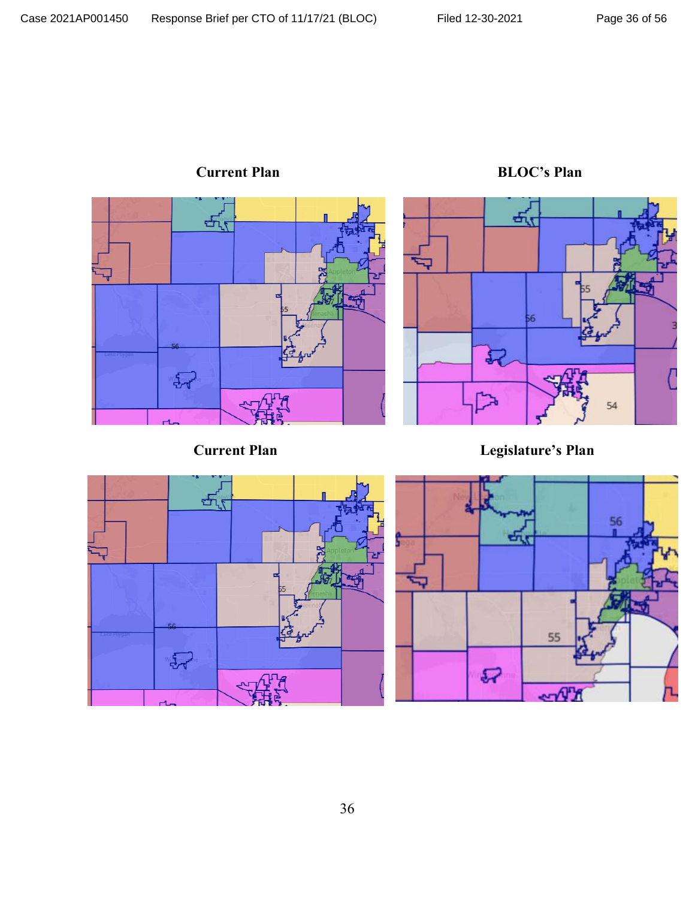**Current Plan** | **BLOC's Plan**

**Current Plan** | **Legislature's Plan**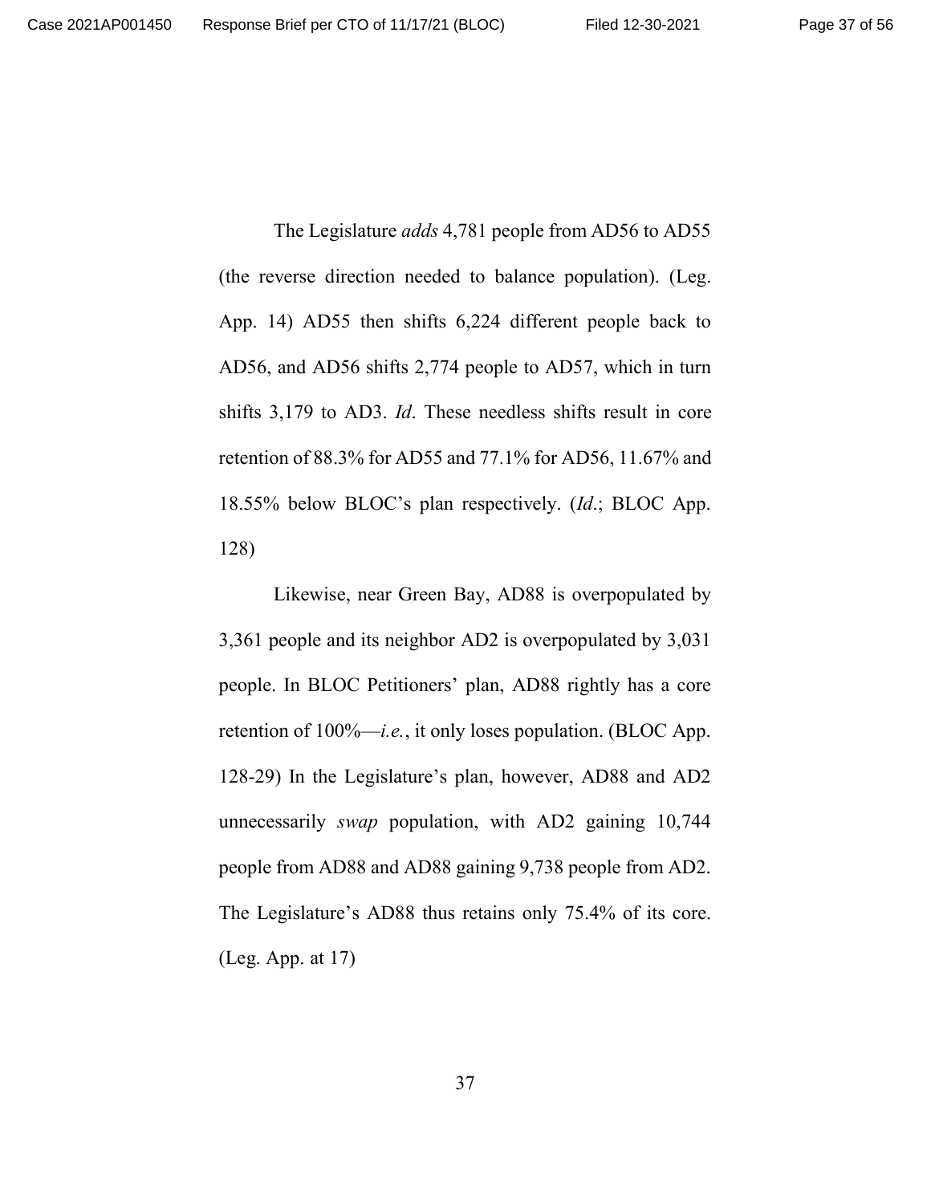The Legislature *adds* 4,781 people from AD56 to AD55 (the reverse direction needed to balance population). (Leg. App. 14) AD55 then shifts 6,224 different people back to AD56, and AD56 shifts 2,774 people to AD57, which in turn shifts 3,179 to AD3. *Id*. These needless shifts result in core retention of 88.3% for AD55 and 77.1% for AD56, 11.67% and 18.55% below BLOC's plan respectively. (*Id*.; BLOC App. 128)

Likewise, near Green Bay, AD88 is overpopulated by 3,361 people and its neighbor AD2 is overpopulated by 3,031 people. In BLOC Petitioners' plan, AD88 rightly has a core retention of 100%—*i.e.*, it only loses population. (BLOC App. 128-29) In the Legislature's plan, however, AD88 and AD2 unnecessarily *swap* population, with AD2 gaining 10,744 people from AD88 and AD88 gaining 9,738 people from AD2. The Legislature's AD88 thus retains only 75.4% of its core. (Leg. App. at 17)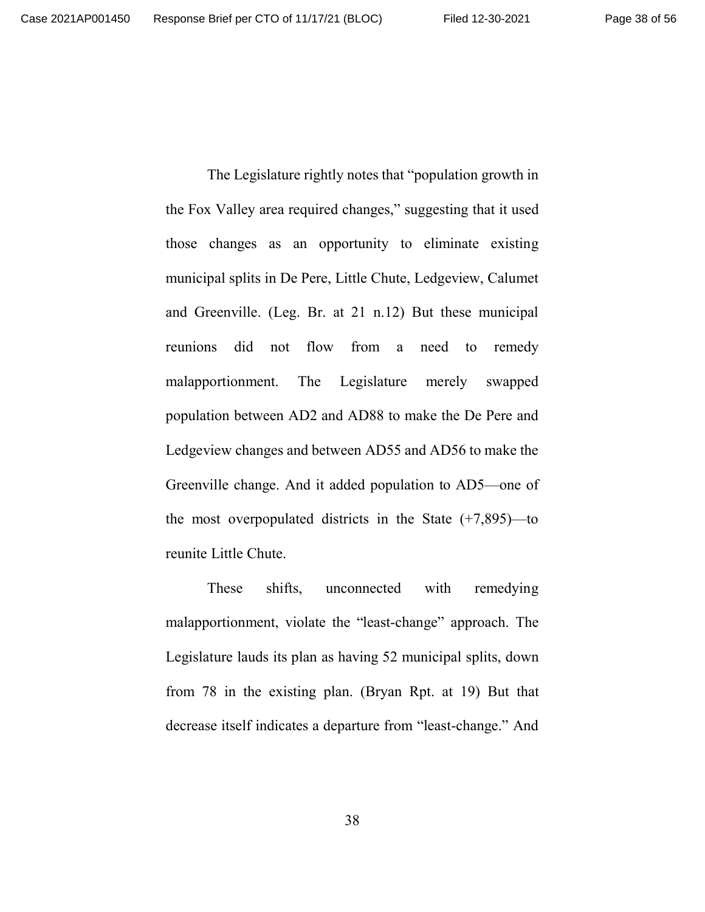The Legislature rightly notes that "population growth in the Fox Valley area required changes," suggesting that it used those changes as an opportunity to eliminate existing municipal splits in De Pere, Little Chute, Ledgeview, Calumet and Greenville. (Leg. Br. at 21 n.12) But these municipal reunions did not flow from a need to remedy malapportionment. The Legislature merely swapped population between AD2 and AD88 to make the De Pere and Ledgeview changes and between AD55 and AD56 to make the Greenville change. And it added population to AD5—one of the most overpopulated districts in the State (+7,895)—to reunite Little Chute.

These shifts, unconnected with remedying malapportionment, violate the "least-change" approach. The Legislature lauds its plan as having 52 municipal splits, down from 78 in the existing plan. (Bryan Rpt. at 19) But that decrease itself indicates a departure from "least-change." And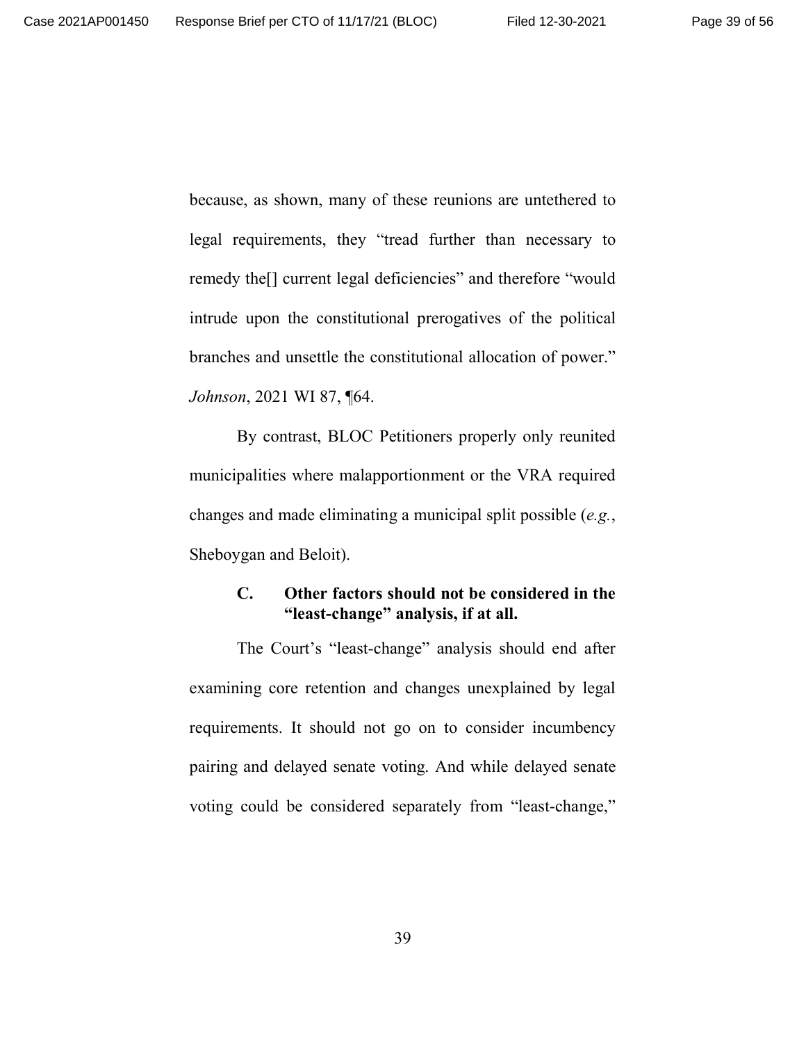because, as shown, many of these reunions are untethered to legal requirements, they "tread further than necessary to remedy the[] current legal deficiencies" and therefore "would intrude upon the constitutional prerogatives of the political branches and unsettle the constitutional allocation of power." *Johnson*, 2021 WI 87, ¶64.

By contrast, BLOC Petitioners properly only reunited municipalities where malapportionment or the VRA required changes and made eliminating a municipal split possible (*e.g.*, Sheboygan and Beloit).

### C. Other factors should not be considered in the "least-change" analysis, if at all.

The Court's "least-change" analysis should end after examining core retention and changes unexplained by legal requirements. It should not go on to consider incumbency pairing and delayed senate voting. And while delayed senate voting could be considered separately from "least-change,"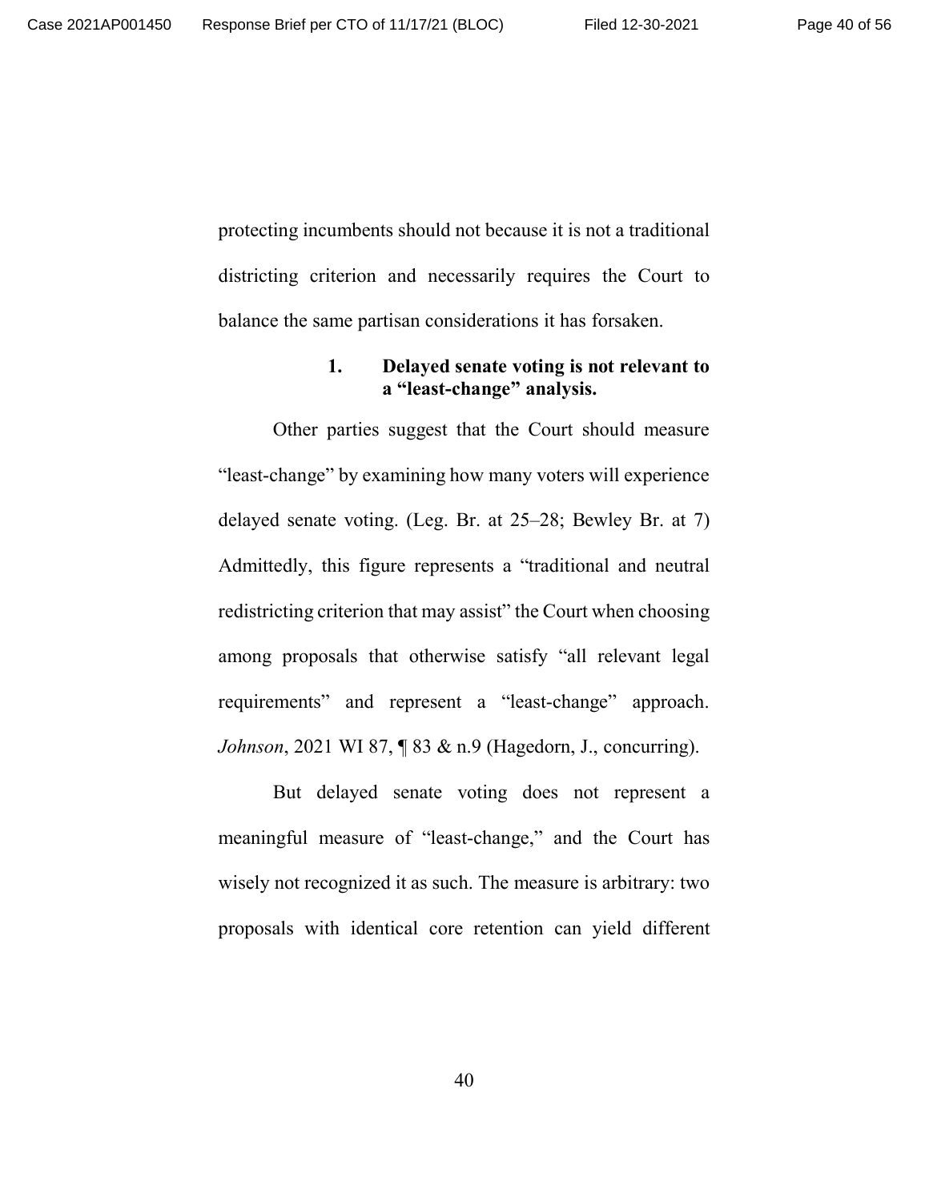protecting incumbents should not because it is not a traditional districting criterion and necessarily requires the Court to balance the same partisan considerations it has forsaken.

#### 1. Delayed senate voting is not relevant to a "least-change" analysis.

Other parties suggest that the Court should measure "least-change" by examining how many voters will experience delayed senate voting. (Leg. Br. at 25–28; Bewley Br. at 7) Admittedly, this figure represents a "traditional and neutral redistricting criterion that may assist" the Court when choosing among proposals that otherwise satisfy "all relevant legal requirements" and represent a "least-change" approach. *Johnson*, 2021 WI 87, ¶ 83 & n.9 (Hagedorn, J., concurring).

But delayed senate voting does not represent a meaningful measure of "least-change," and the Court has wisely not recognized it as such. The measure is arbitrary: two proposals with identical core retention can yield different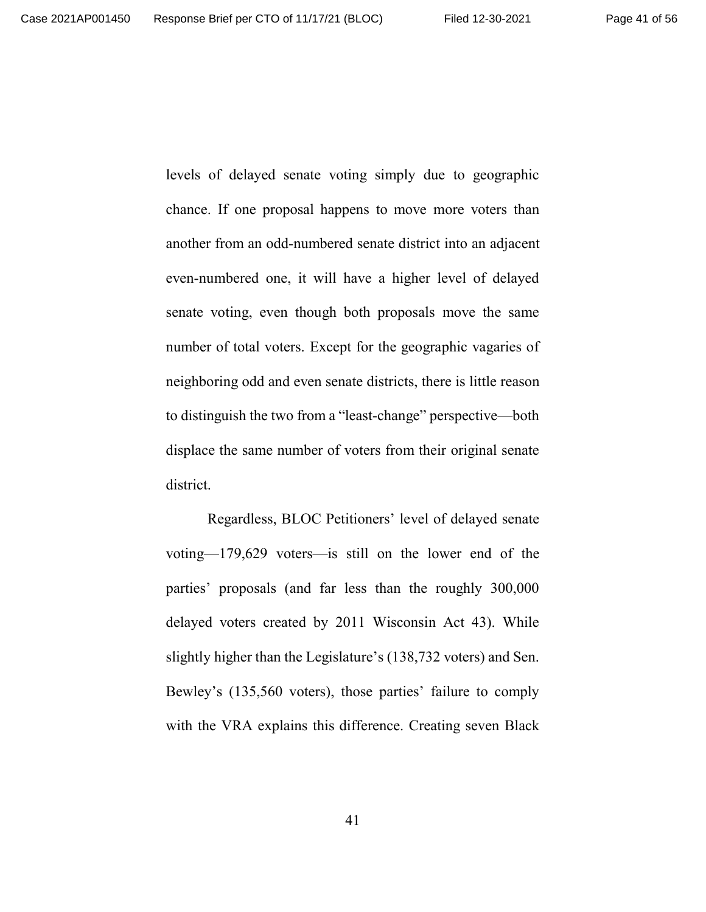levels of delayed senate voting simply due to geographic chance. If one proposal happens to move more voters than another from an odd-numbered senate district into an adjacent even-numbered one, it will have a higher level of delayed senate voting, even though both proposals move the same number of total voters. Except for the geographic vagaries of neighboring odd and even senate districts, there is little reason to distinguish the two from a "least-change" perspective—both displace the same number of voters from their original senate district.

Regardless, BLOC Petitioners' level of delayed senate voting—179,629 voters—is still on the lower end of the parties' proposals (and far less than the roughly 300,000 delayed voters created by 2011 Wisconsin Act 43). While slightly higher than the Legislature's (138,732 voters) and Sen. Bewley's (135,560 voters), those parties' failure to comply with the VRA explains this difference. Creating seven Black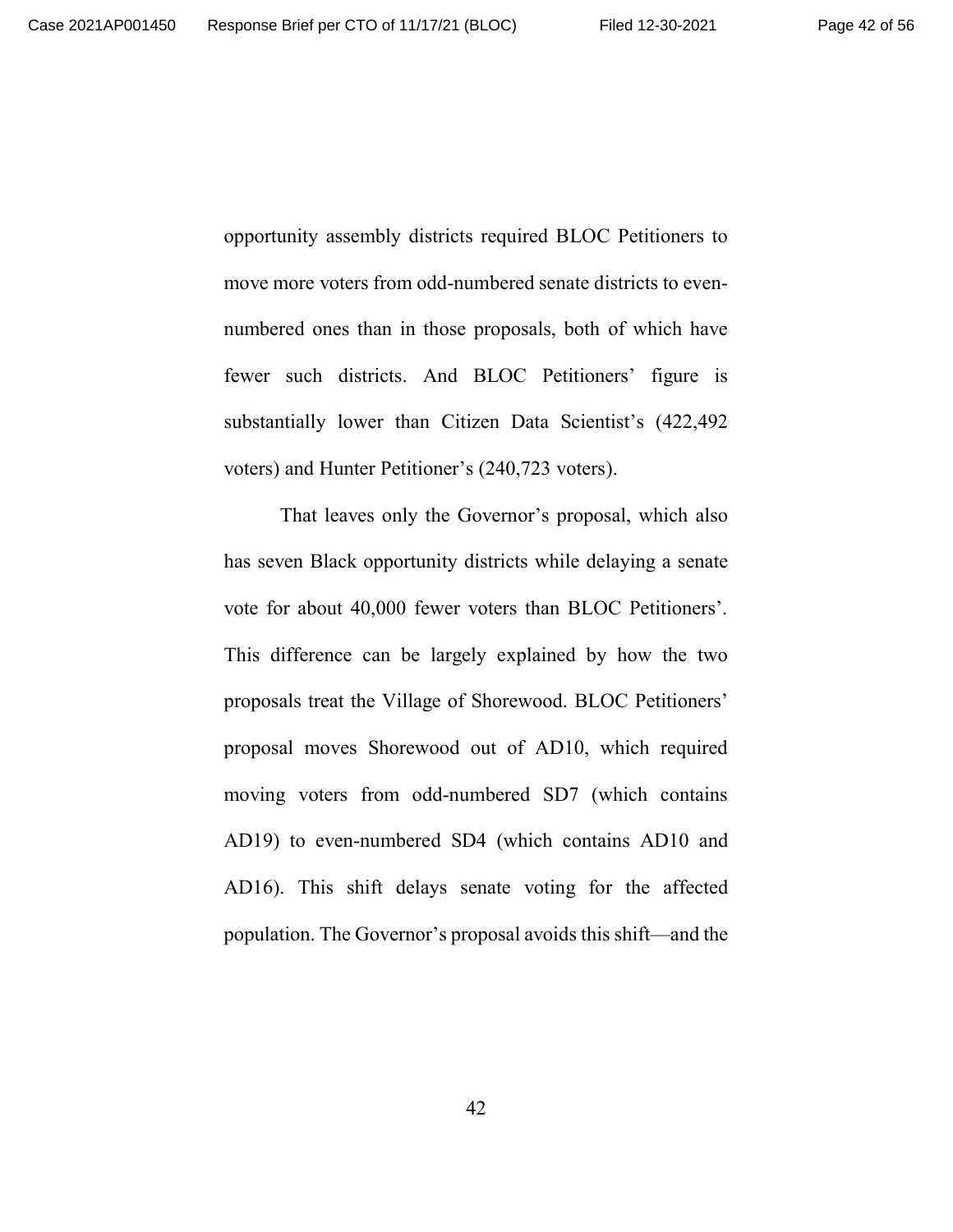opportunity assembly districts required BLOC Petitioners to move more voters from odd-numbered senate districts to even-numbered ones than in those proposals, both of which have fewer such districts. And BLOC Petitioners' figure is substantially lower than Citizen Data Scientist's (422,492 voters) and Hunter Petitioner's (240,723 voters).

That leaves only the Governor's proposal, which also has seven Black opportunity districts while delaying a senate vote for about 40,000 fewer voters than BLOC Petitioners'. This difference can be largely explained by how the two proposals treat the Village of Shorewood. BLOC Petitioners' proposal moves Shorewood out of AD10, which required moving voters from odd-numbered SD7 (which contains AD19) to even-numbered SD4 (which contains AD10 and AD16). This shift delays senate voting for the affected population. The Governor's proposal avoids this shift—and the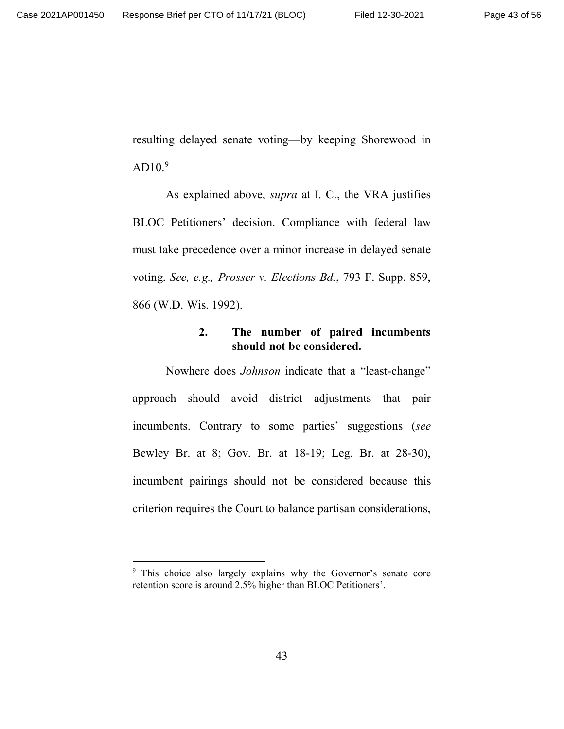resulting delayed senate voting—by keeping Shorewood in AD10.[9]

As explained above, *supra* at I. C., the VRA justifies BLOC Petitioners' decision. Compliance with federal law must take precedence over a minor increase in delayed senate voting. *See, e.g., Prosser v. Elections Bd.*, 793 F. Supp. 859, 866 (W.D. Wis. 1992).

#### 2. The number of paired incumbents should not be considered.

Nowhere does *Johnson* indicate that a "least-change" approach should avoid district adjustments that pair incumbents. Contrary to some parties' suggestions (*see* Bewley Br. at 8; Gov. Br. at 18-19; Leg. Br. at 28-30), incumbent pairings should not be considered because this criterion requires the Court to balance partisan considerations,

---

[9] This choice also largely explains why the Governor's senate core retention score is around 2.5% higher than BLOC Petitioners'.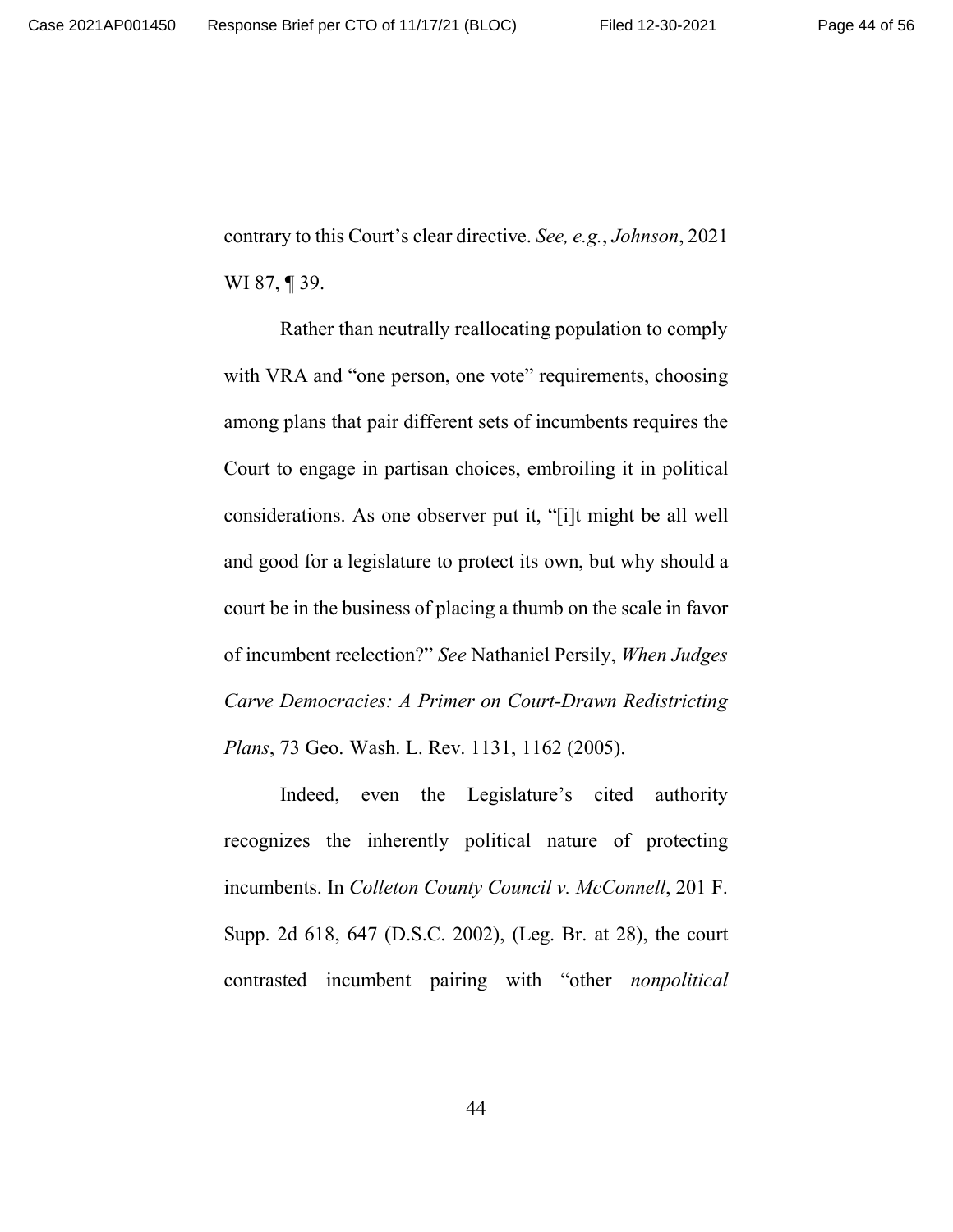contrary to this Court's clear directive. *See, e.g.*, *Johnson*, 2021 WI 87, ¶ 39.

Rather than neutrally reallocating population to comply with VRA and "one person, one vote" requirements, choosing among plans that pair different sets of incumbents requires the Court to engage in partisan choices, embroiling it in political considerations. As one observer put it, "[i]t might be all well and good for a legislature to protect its own, but why should a court be in the business of placing a thumb on the scale in favor of incumbent reelection?" *See* Nathaniel Persily, *When Judges Carve Democracies: A Primer on Court-Drawn Redistricting Plans*, 73 Geo. Wash. L. Rev. 1131, 1162 (2005).

Indeed, even the Legislature's cited authority recognizes the inherently political nature of protecting incumbents. In *Colleton County Council v. McConnell*, 201 F. Supp. 2d 618, 647 (D.S.C. 2002), (Leg. Br. at 28), the court contrasted incumbent pairing with "other *nonpolitical*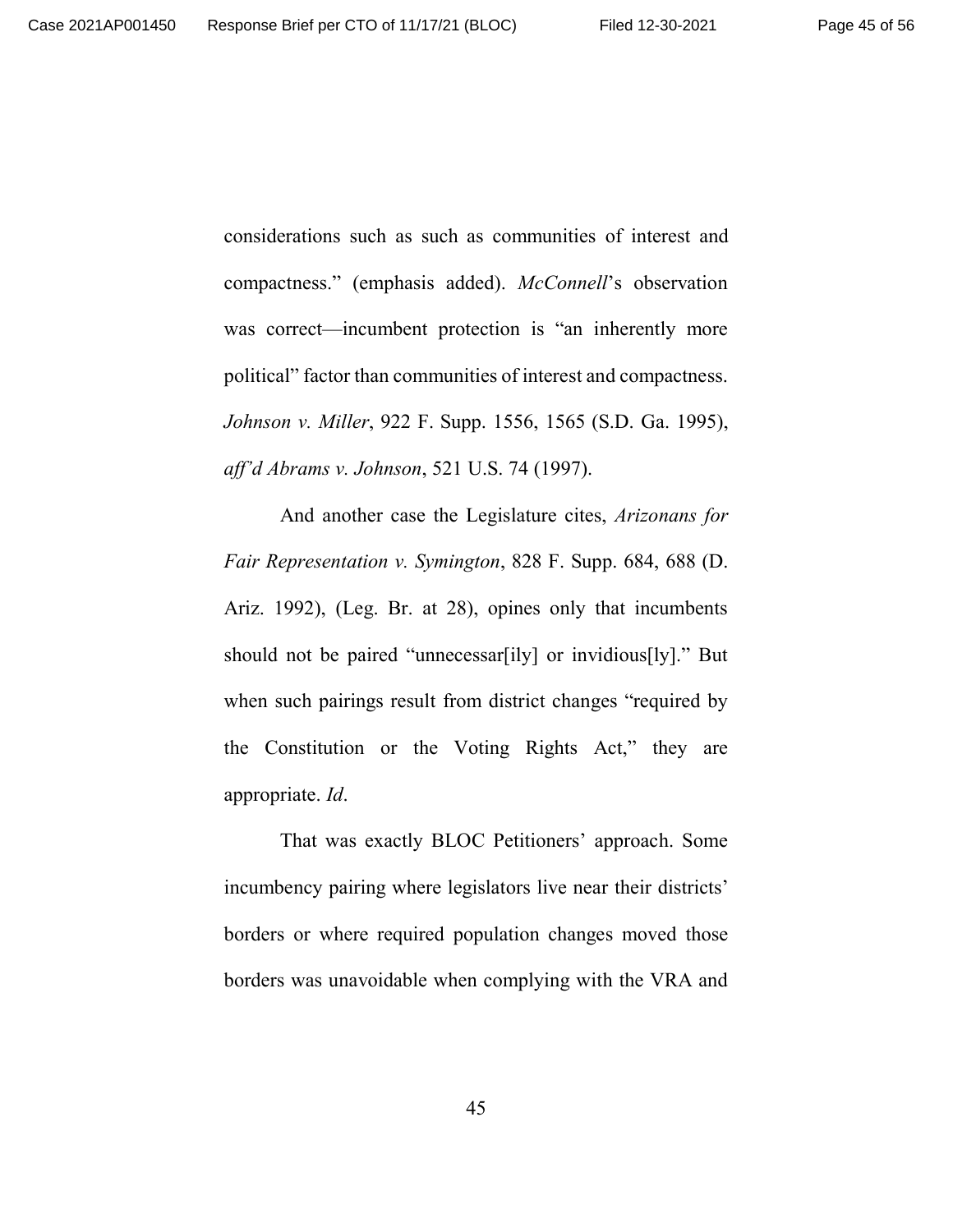considerations such as such as communities of interest and compactness." (emphasis added). *McConnell*'s observation was correct—incumbent protection is "an inherently more political" factor than communities of interest and compactness. *Johnson v. Miller*, 922 F. Supp. 1556, 1565 (S.D. Ga. 1995), *aff'd Abrams v. Johnson*, 521 U.S. 74 (1997).

And another case the Legislature cites, *Arizonans for Fair Representation v. Symington*, 828 F. Supp. 684, 688 (D. Ariz. 1992), (Leg. Br. at 28), opines only that incumbents should not be paired "unnecessar[ily] or invidious[ly]." But when such pairings result from district changes "required by the Constitution or the Voting Rights Act," they are appropriate. *Id*.

That was exactly BLOC Petitioners' approach. Some incumbency pairing where legislators live near their districts' borders or where required population changes moved those borders was unavoidable when complying with the VRA and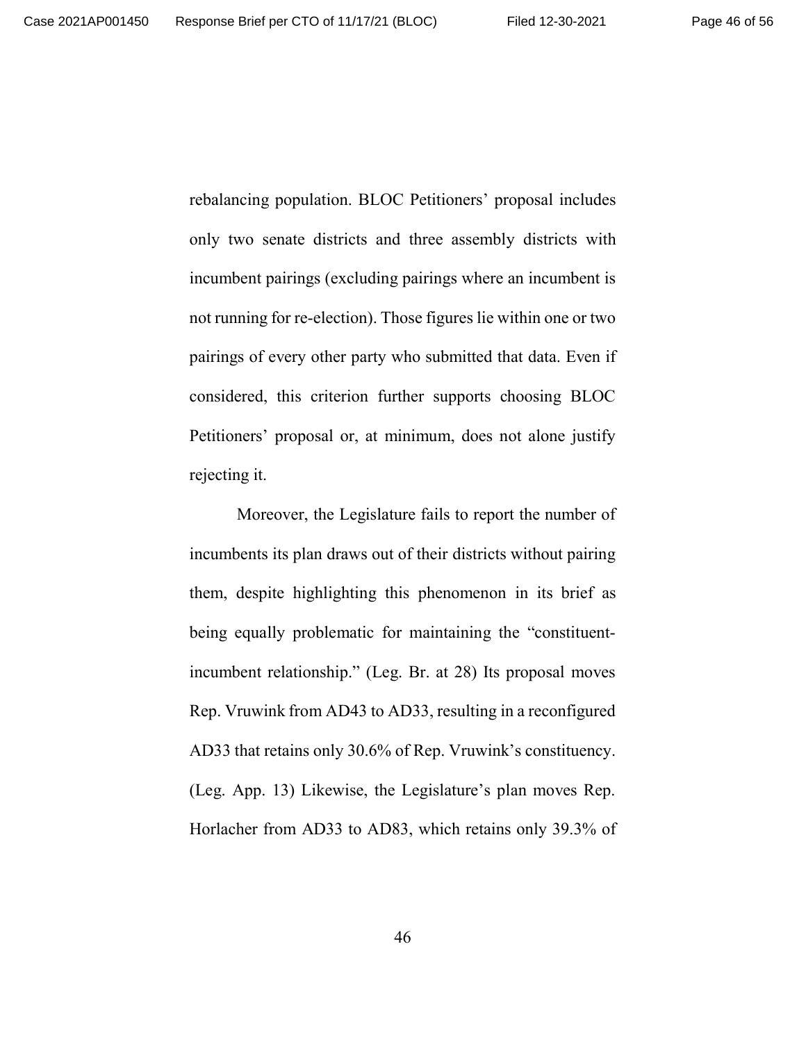rebalancing population. BLOC Petitioners' proposal includes only two senate districts and three assembly districts with incumbent pairings (excluding pairings where an incumbent is not running for re-election). Those figures lie within one or two pairings of every other party who submitted that data. Even if considered, this criterion further supports choosing BLOC Petitioners' proposal or, at minimum, does not alone justify rejecting it.

Moreover, the Legislature fails to report the number of incumbents its plan draws out of their districts without pairing them, despite highlighting this phenomenon in its brief as being equally problematic for maintaining the "constituent-incumbent relationship." (Leg. Br. at 28) Its proposal moves Rep. Vruwink from AD43 to AD33, resulting in a reconfigured AD33 that retains only 30.6% of Rep. Vruwink's constituency. (Leg. App. 13) Likewise, the Legislature's plan moves Rep. Horlacher from AD33 to AD83, which retains only 39.3% of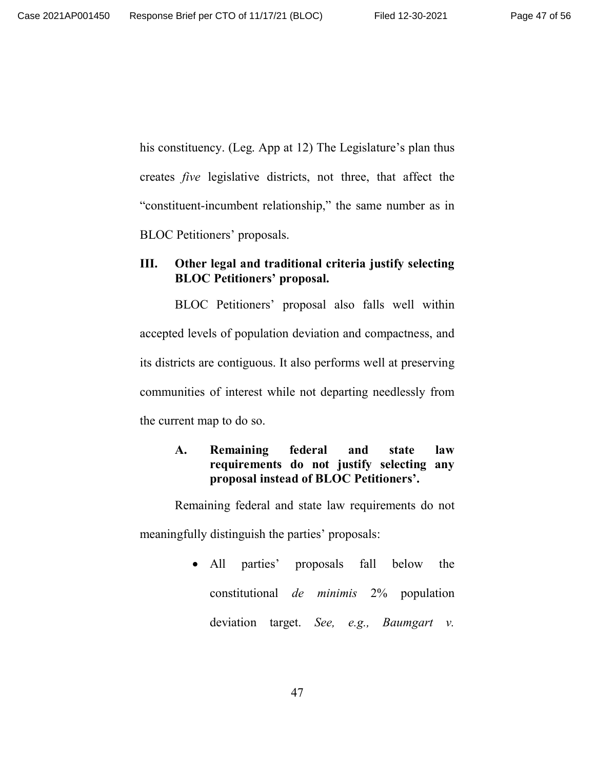his constituency. (Leg. App at 12) The Legislature's plan thus creates *five* legislative districts, not three, that affect the "constituent-incumbent relationship," the same number as in BLOC Petitioners' proposals.

## III. Other legal and traditional criteria justify selecting BLOC Petitioners' proposal.

BLOC Petitioners' proposal also falls well within accepted levels of population deviation and compactness, and its districts are contiguous. It also performs well at preserving communities of interest while not departing needlessly from the current map to do so.

### A. Remaining federal and state law requirements do not justify selecting any proposal instead of BLOC Petitioners'.

Remaining federal and state law requirements do not meaningfully distinguish the parties' proposals:

- All parties' proposals fall below the constitutional *de minimis* 2% population deviation target. *See, e.g., Baumgart v.*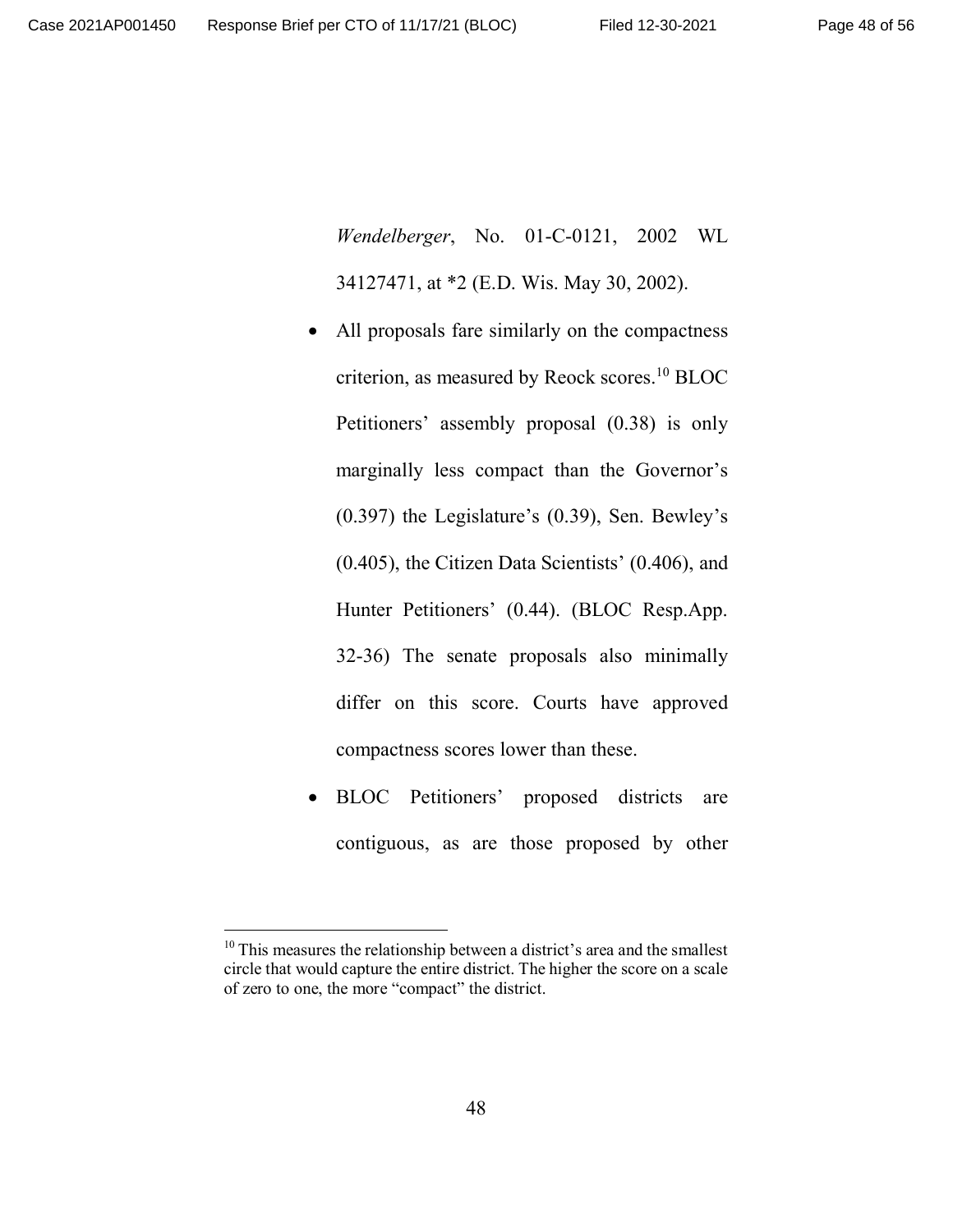*Wendelberger*, No. 01-C-0121, 2002 WL 34127471, at *2 (E.D. Wis. May 30, 2002).

- All proposals fare similarly on the compactness criterion, as measured by Reock scores.[10] BLOC Petitioners' assembly proposal (0.38) is only marginally less compact than the Governor's (0.397) the Legislature's (0.39), Sen. Bewley's (0.405), the Citizen Data Scientists' (0.406), and Hunter Petitioners' (0.44). (BLOC Resp.App. 32-36) The senate proposals also minimally differ on this score. Courts have approved compactness scores lower than these.
- BLOC Petitioners' proposed districts are contiguous, as are those proposed by other

[10] This measures the relationship between a district's area and the smallest circle that would capture the entire district. The higher the score on a scale of zero to one, the more "compact" the district.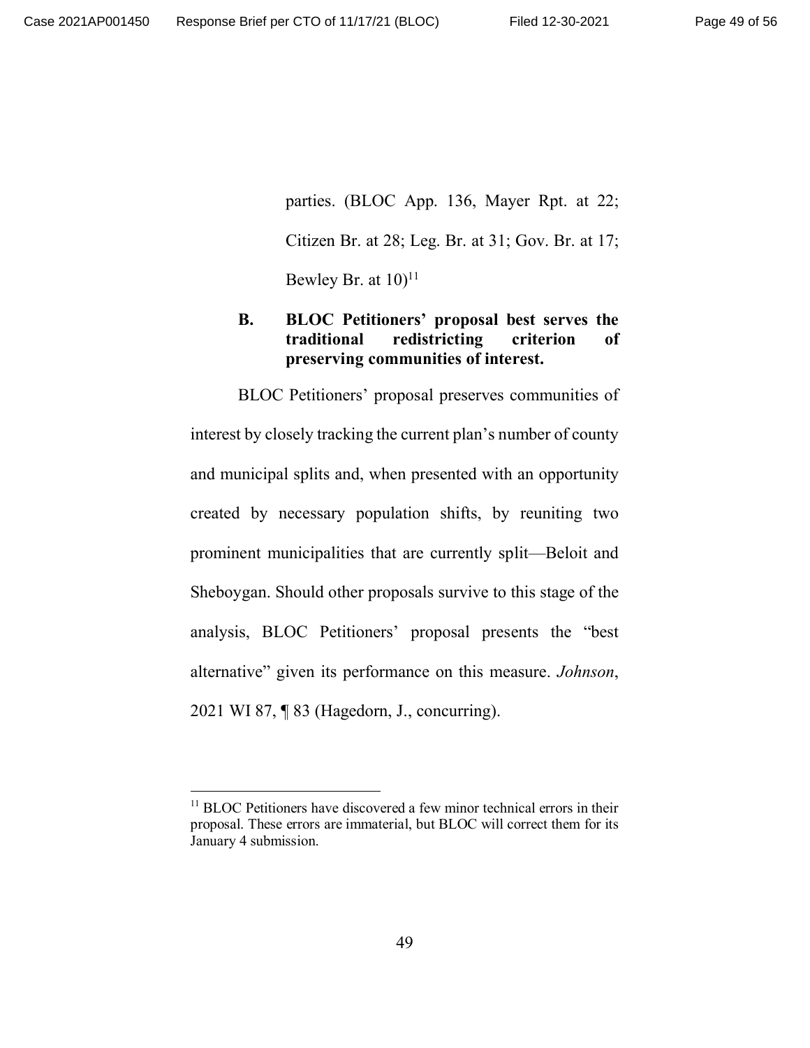parties. (BLOC App. 136, Mayer Rpt. at 22; Citizen Br. at 28; Leg. Br. at 31; Gov. Br. at 17; Bewley Br. at 10)[11]

### B. BLOC Petitioners' proposal best serves the traditional redistricting criterion of preserving communities of interest.

BLOC Petitioners' proposal preserves communities of interest by closely tracking the current plan's number of county and municipal splits and, when presented with an opportunity created by necessary population shifts, by reuniting two prominent municipalities that are currently split—Beloit and Sheboygan. Should other proposals survive to this stage of the analysis, BLOC Petitioners' proposal presents the "best alternative" given its performance on this measure. *Johnson*, 2021 WI 87, ¶ 83 (Hagedorn, J., concurring).

---

[11] BLOC Petitioners have discovered a few minor technical errors in their proposal. These errors are immaterial, but BLOC will correct them for its January 4 submission.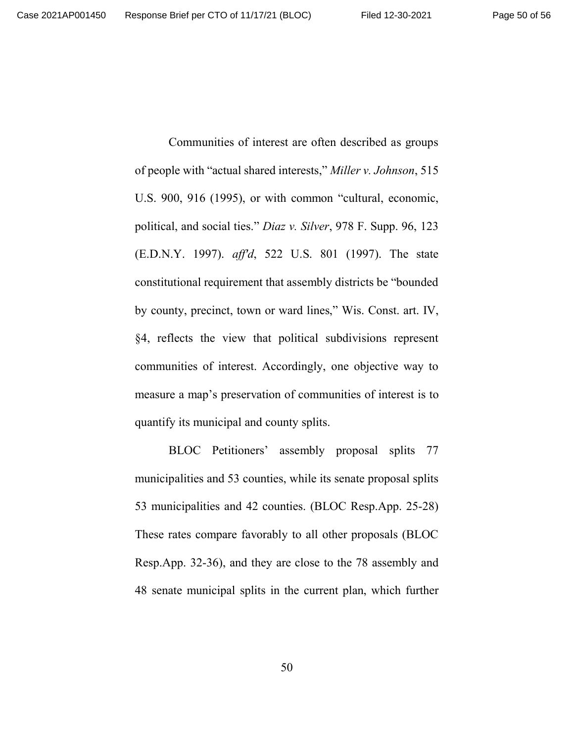Communities of interest are often described as groups of people with "actual shared interests," *Miller v. Johnson*, 515 U.S. 900, 916 (1995), or with common "cultural, economic, political, and social ties." *Diaz v. Silver*, 978 F. Supp. 96, 123 (E.D.N.Y. 1997). *aff'd*, 522 U.S. 801 (1997). The state constitutional requirement that assembly districts be "bounded by county, precinct, town or ward lines," Wis. Const. art. IV, §4, reflects the view that political subdivisions represent communities of interest. Accordingly, one objective way to measure a map's preservation of communities of interest is to quantify its municipal and county splits.

BLOC Petitioners' assembly proposal splits 77 municipalities and 53 counties, while its senate proposal splits 53 municipalities and 42 counties. (BLOC Resp.App. 25-28) These rates compare favorably to all other proposals (BLOC Resp.App. 32-36), and they are close to the 78 assembly and 48 senate municipal splits in the current plan, which further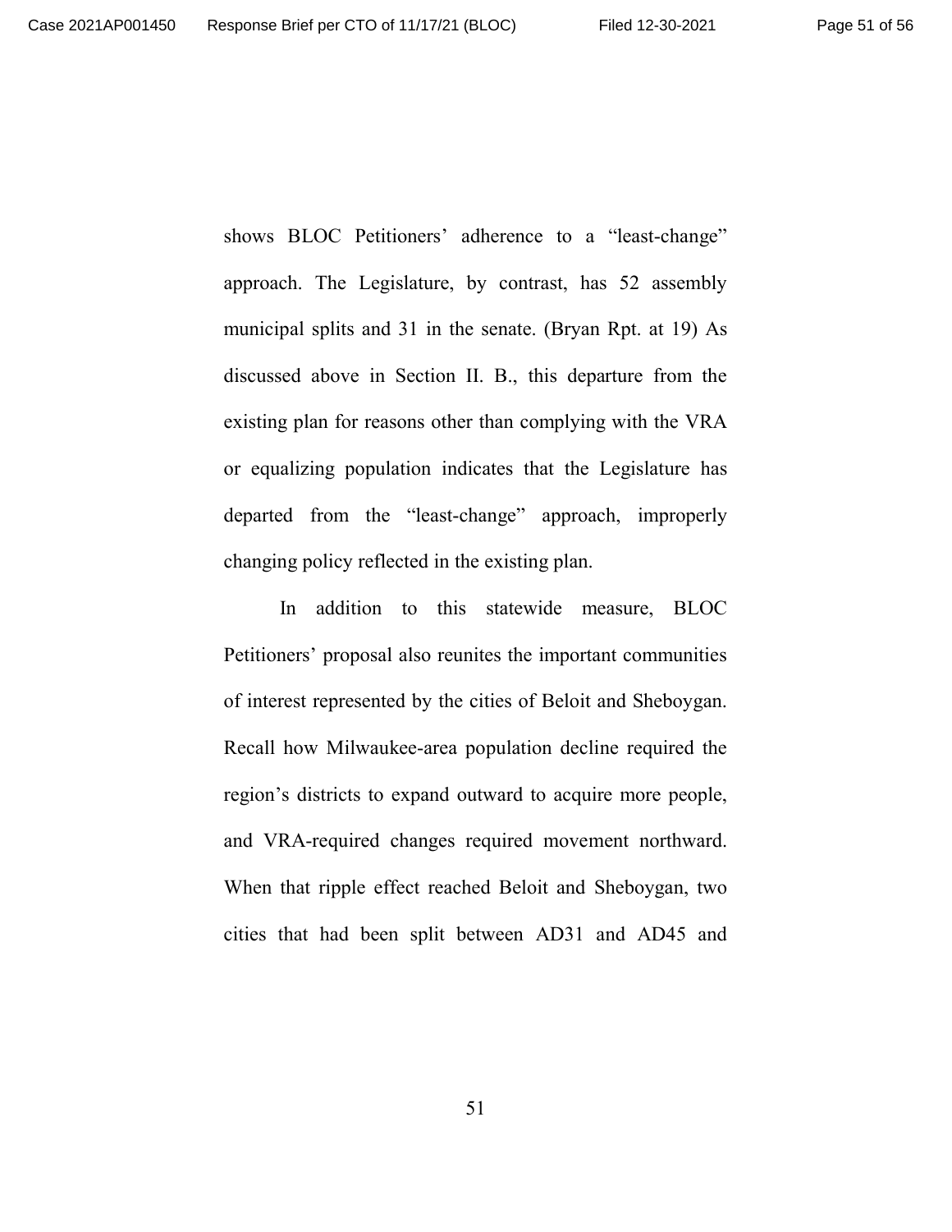shows BLOC Petitioners' adherence to a "least-change" approach. The Legislature, by contrast, has 52 assembly municipal splits and 31 in the senate. (Bryan Rpt. at 19) As discussed above in Section II. B., this departure from the existing plan for reasons other than complying with the VRA or equalizing population indicates that the Legislature has departed from the "least-change" approach, improperly changing policy reflected in the existing plan.

In addition to this statewide measure, BLOC Petitioners' proposal also reunites the important communities of interest represented by the cities of Beloit and Sheboygan. Recall how Milwaukee-area population decline required the region's districts to expand outward to acquire more people, and VRA-required changes required movement northward. When that ripple effect reached Beloit and Sheboygan, two cities that had been split between AD31 and AD45 and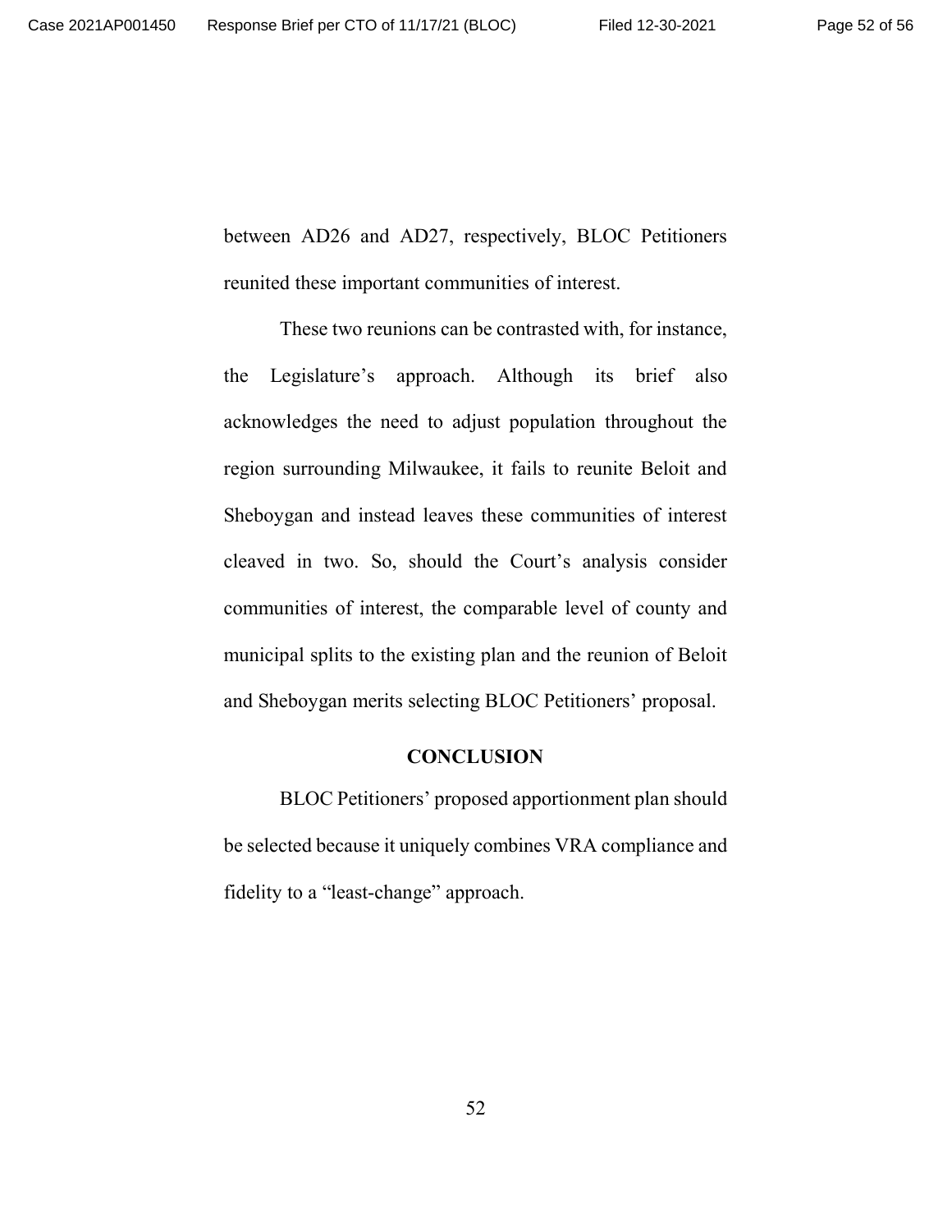between AD26 and AD27, respectively, BLOC Petitioners reunited these important communities of interest.

These two reunions can be contrasted with, for instance, the Legislature's approach. Although its brief also acknowledges the need to adjust population throughout the region surrounding Milwaukee, it fails to reunite Beloit and Sheboygan and instead leaves these communities of interest cleaved in two. So, should the Court's analysis consider communities of interest, the comparable level of county and municipal splits to the existing plan and the reunion of Beloit and Sheboygan merits selecting BLOC Petitioners' proposal.

## CONCLUSION

BLOC Petitioners' proposed apportionment plan should be selected because it uniquely combines VRA compliance and fidelity to a "least-change" approach.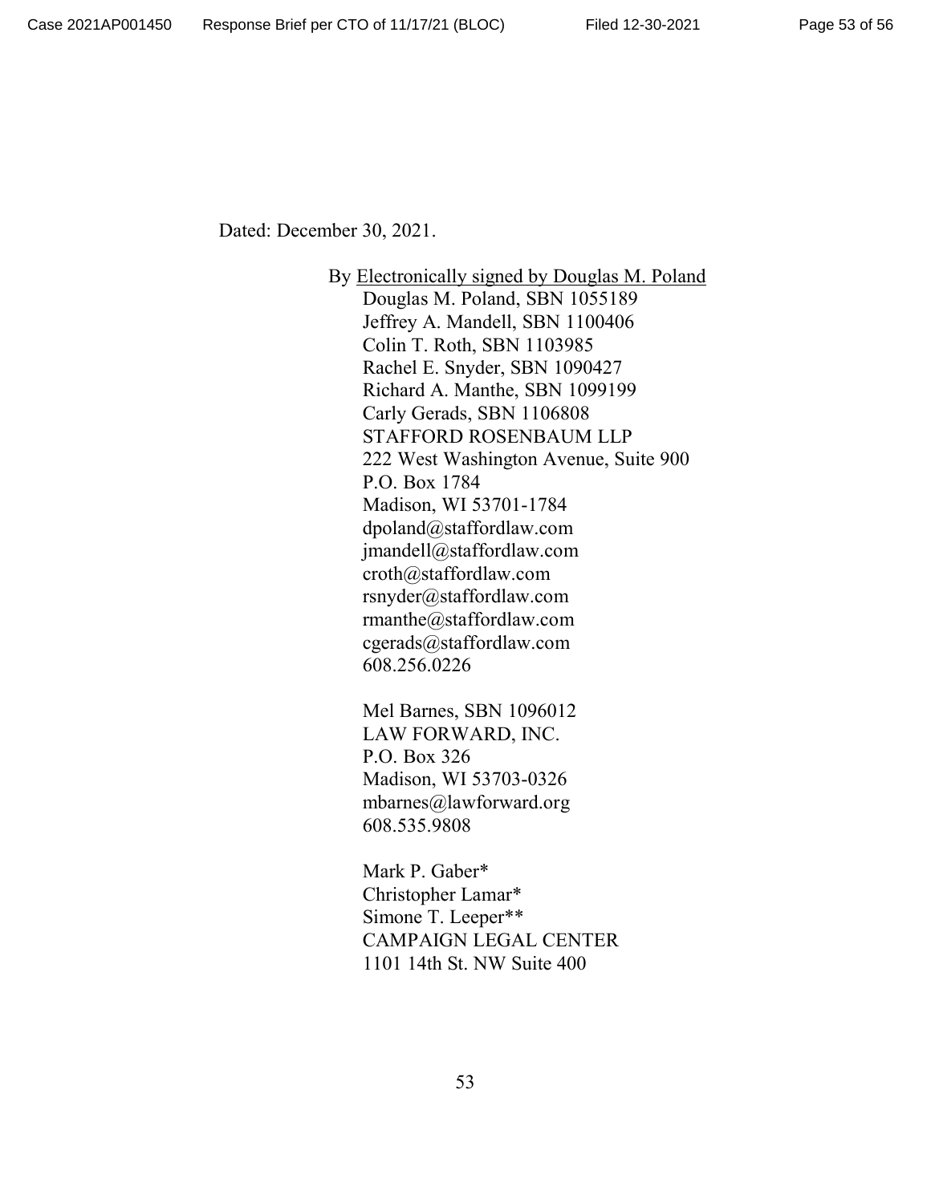Dated: December 30, 2021.

By Electronically signed by Douglas M. Poland
Douglas M. Poland, SBN 1055189
Jeffrey A. Mandell, SBN 1100406
Colin T. Roth, SBN 1103985
Rachel E. Snyder, SBN 1090427
Richard A. Manthe, SBN 1099199
Carly Gerads, SBN 1106808
STAFFORD ROSENBAUM LLP
222 West Washington Avenue, Suite 900
P.O. Box 1784
Madison, WI 53701-1784
dpoland@staffordlaw.com
jmandell@staffordlaw.com
croth@staffordlaw.com
rsnyder@staffordlaw.com
rmanthe@staffordlaw.com
cgerads@staffordlaw.com
608.256.0226

Mel Barnes, SBN 1096012
LAW FORWARD, INC.
P.O. Box 326
Madison, WI 53703-0326
mbarnes@lawforward.org
608.535.9808

Mark P. Gaber*
Christopher Lamar*
Simone T. Leeper**
CAMPAIGN LEGAL CENTER
1101 14th St. NW Suite 400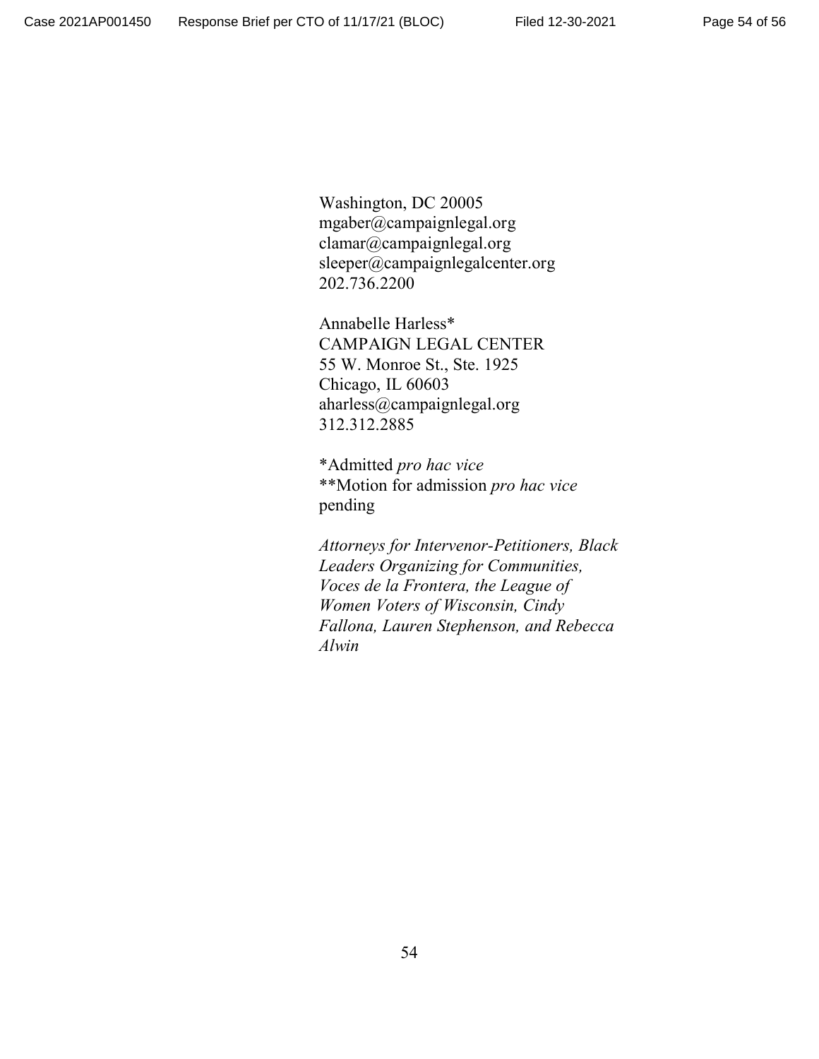Washington, DC 20005
mgaber@campaignlegal.org
clamar@campaignlegal.org
sleeper@campaignlegalcenter.org
202.736.2200

Annabelle Harless*
CAMPAIGN LEGAL CENTER
55 W. Monroe St., Ste. 1925
Chicago, IL 60603
aharless@campaignlegal.org
312.312.2885

*Admitted *pro hac vice*
**Motion for admission *pro hac vice* pending

*Attorneys for Intervenor-Petitioners, Black Leaders Organizing for Communities, Voces de la Frontera, the League of Women Voters of Wisconsin, Cindy Fallona, Lauren Stephenson, and Rebecca Alwin*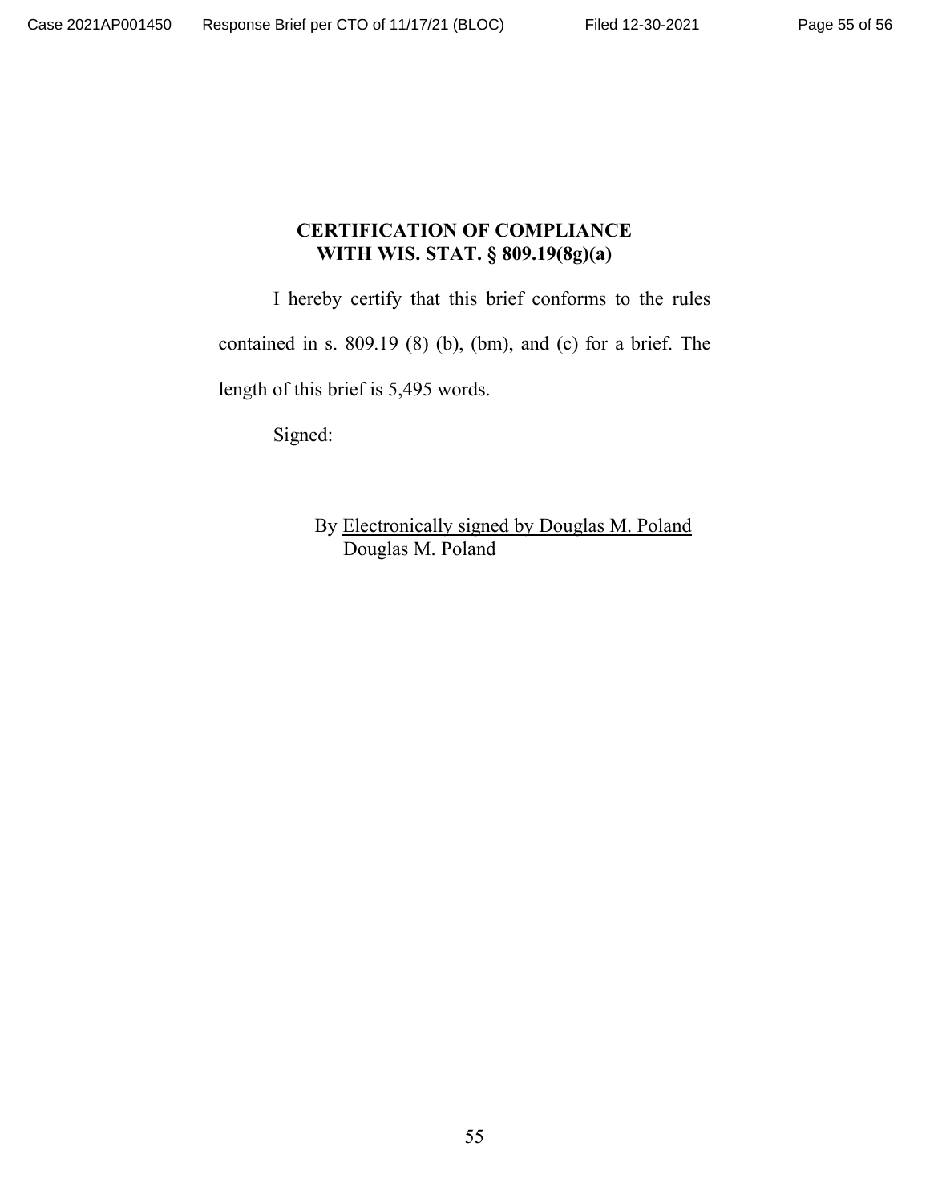## CERTIFICATION OF COMPLIANCE WITH WIS. STAT. § 809.19(8g)(a)

I hereby certify that this brief conforms to the rules contained in s. 809.19 (8) (b), (bm), and (c) for a brief. The length of this brief is 5,495 words.

Signed:

By Electronically signed by Douglas M. Poland
Douglas M. Poland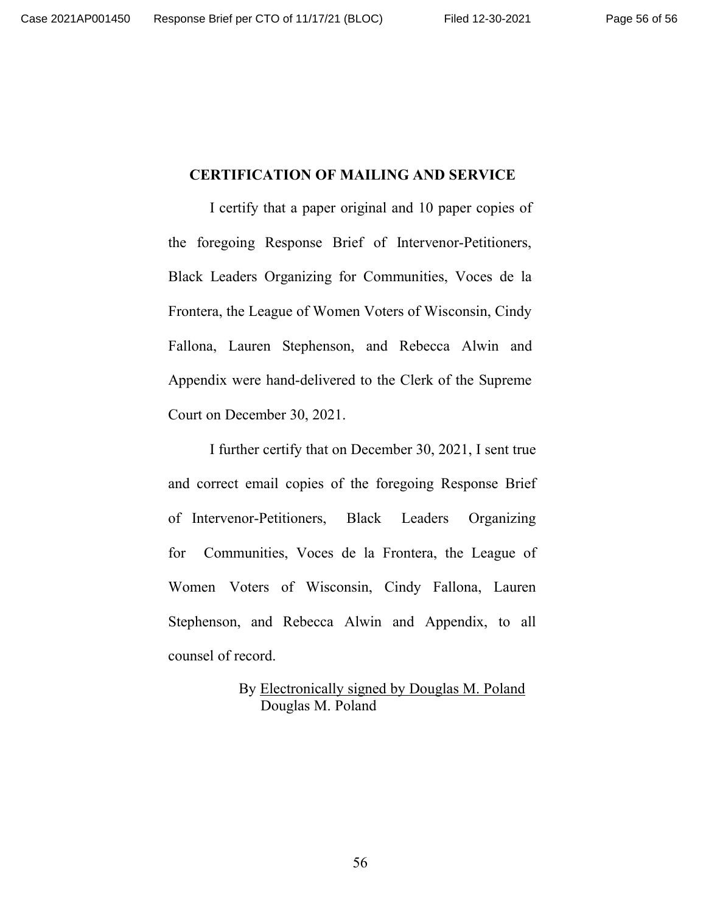## CERTIFICATION OF MAILING AND SERVICE

I certify that a paper original and 10 paper copies of the foregoing Response Brief of Intervenor-Petitioners, Black Leaders Organizing for Communities, Voces de la Frontera, the League of Women Voters of Wisconsin, Cindy Fallona, Lauren Stephenson, and Rebecca Alwin and Appendix were hand-delivered to the Clerk of the Supreme Court on December 30, 2021.

I further certify that on December 30, 2021, I sent true and correct email copies of the foregoing Response Brief of Intervenor-Petitioners, Black Leaders Organizing for Communities, Voces de la Frontera, the League of Women Voters of Wisconsin, Cindy Fallona, Lauren Stephenson, and Rebecca Alwin and Appendix, to all counsel of record.

By Electronically signed by Douglas M. Poland
Douglas M. Poland